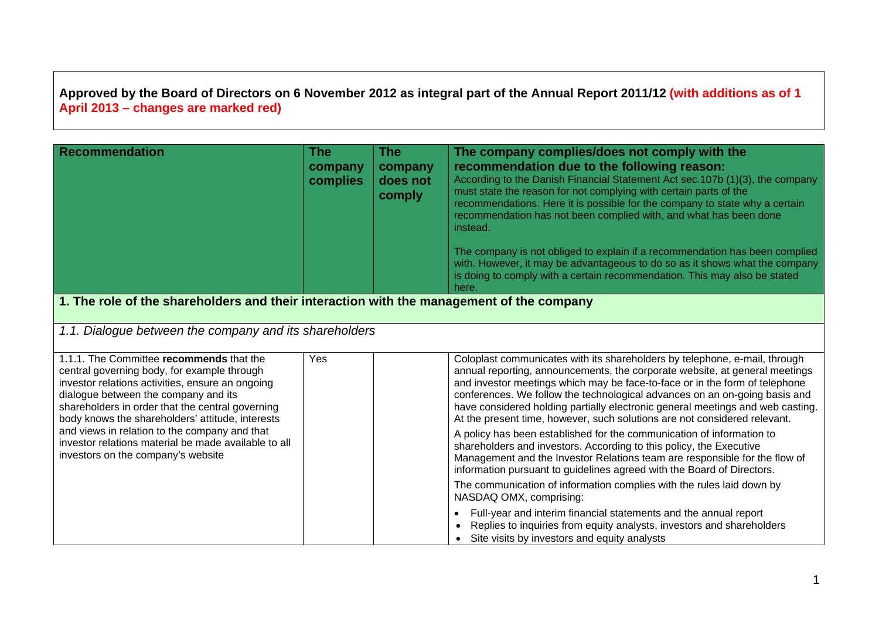**Approved by the Board of Directors on 6 November 2012 as integral part of the Annual Report 2011/12 (with additions as of 1 April 2013 – changes are marked red)**

| Recommendation | The company complies | The company does not comply | The company complies/does not comply with the recommendation due to the following reason: According to the Danish Financial Statement Act sec.107b (1)(3), the company must state the reason for not complying with certain parts of the recommendations. Here it is possible for the company to state why a certain recommendation has not been complied with, and what has been done instead. The company is not obliged to explain if a recommendation has been complied with. However, it may be advantageous to do so as it shows what the company is doing to comply with a certain recommendation. This may also be stated here. |
|---|---|---|---|
| **1. The role of the shareholders and their interaction with the management of the company** | | | |
| *1.1. Dialogue between the company and its shareholders* | | | |
| 1.1.1. The Committee **recommends** that the central governing body, for example through investor relations activities, ensure an ongoing dialogue between the company and its shareholders in order that the central governing body knows the shareholders' attitude, interests and views in relation to the company and that investor relations material be made available to all investors on the company's website | Yes | | Coloplast communicates with its shareholders by telephone, e-mail, through annual reporting, announcements, the corporate website, at general meetings and investor meetings which may be face-to-face or in the form of telephone conferences. We follow the technological advances on an on-going basis and have considered holding partially electronic general meetings and web casting. At the present time, however, such solutions are not considered relevant.<br><br>A policy has been established for the communication of information to shareholders and investors. According to this policy, the Executive Management and the Investor Relations team are responsible for the flow of information pursuant to guidelines agreed with the Board of Directors.<br><br>The communication of information complies with the rules laid down by NASDAQ OMX, comprising:<br>• Full-year and interim financial statements and the annual report<br>• Replies to inquiries from equity analysts, investors and shareholders<br>• Site visits by investors and equity analysts |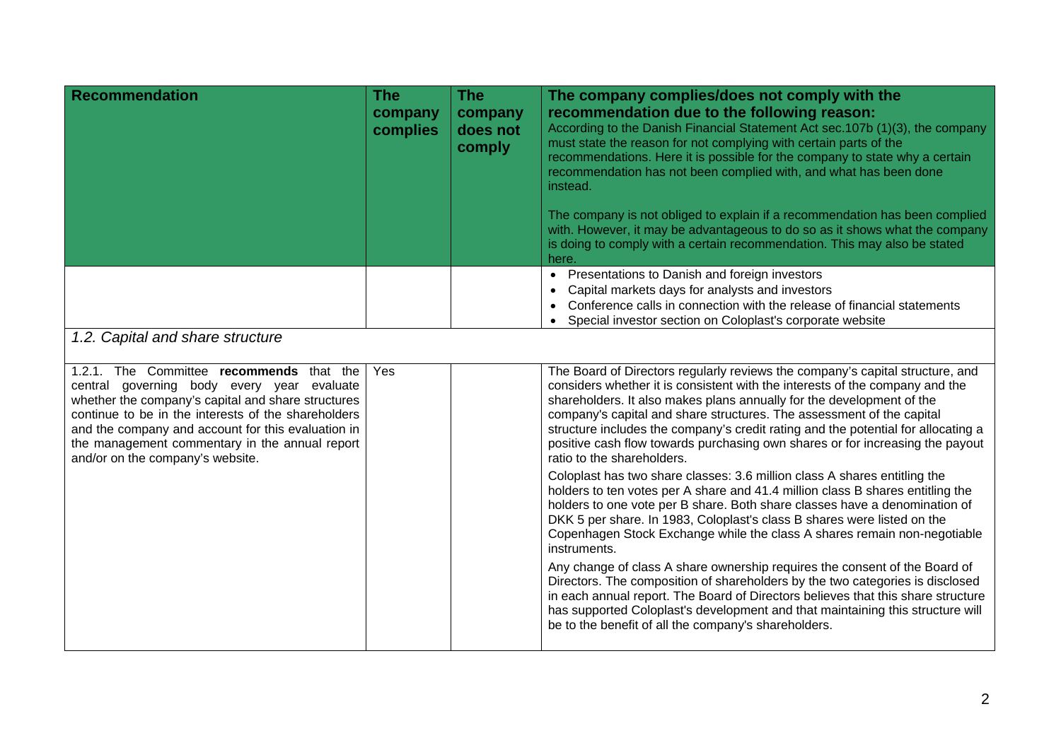| Recommendation | The company complies | The company does not comply | The company complies/does not comply with the recommendation due to the following reason: According to the Danish Financial Statement Act sec.107b (1)(3), the company must state the reason for not complying with certain parts of the recommendations. Here it is possible for the company to state why a certain recommendation has not been complied with, and what has been done instead. The company is not obliged to explain if a recommendation has been complied with. However, it may be advantageous to do so as it shows what the company is doing to comply with a certain recommendation. This may also be stated here. |
|---|---|---|---|
| | | | • Presentations to Danish and foreign investors<br>• Capital markets days for analysts and investors<br>• Conference calls in connection with the release of financial statements<br>• Special investor section on Coloplast's corporate website |
| *1.2. Capital and share structure* | | | |
| 1.2.1. The Committee **recommends** that the central governing body every year evaluate whether the company's capital and share structures continue to be in the interests of the shareholders and the company and account for this evaluation in the management commentary in the annual report and/or on the company's website. | Yes | | The Board of Directors regularly reviews the company's capital structure, and considers whether it is consistent with the interests of the company and the shareholders. It also makes plans annually for the development of the company's capital and share structures. The assessment of the capital structure includes the company's credit rating and the potential for allocating a positive cash flow towards purchasing own shares or for increasing the payout ratio to the shareholders.<br><br>Coloplast has two share classes: 3.6 million class A shares entitling the holders to ten votes per A share and 41.4 million class B shares entitling the holders to one vote per B share. Both share classes have a denomination of DKK 5 per share. In 1983, Coloplast's class B shares were listed on the Copenhagen Stock Exchange while the class A shares remain non-negotiable instruments.<br><br>Any change of class A share ownership requires the consent of the Board of Directors. The composition of shareholders by the two categories is disclosed in each annual report. The Board of Directors believes that this share structure has supported Coloplast's development and that maintaining this structure will be to the benefit of all the company's shareholders. |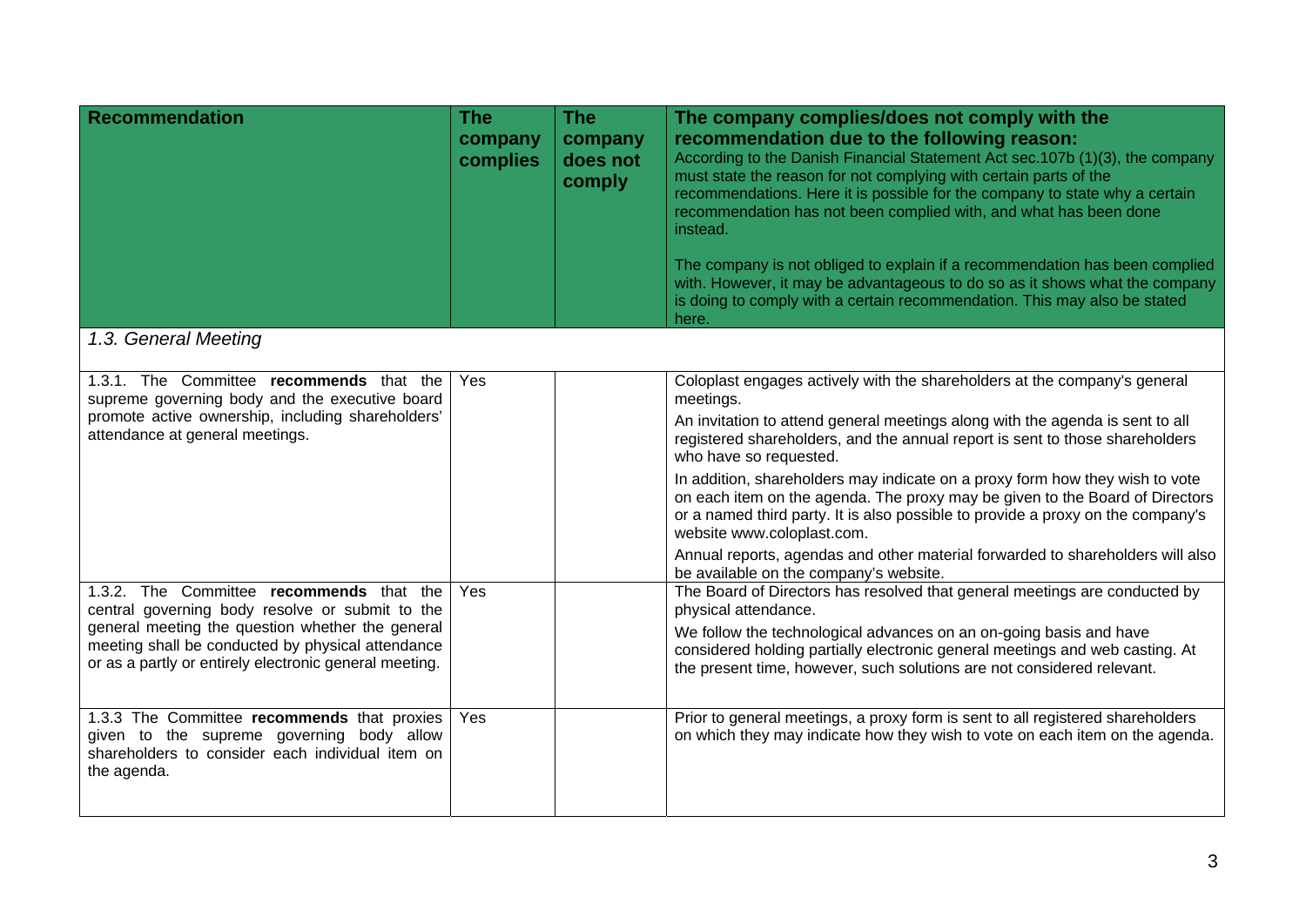| Recommendation | The company complies | The company does not comply | The company complies/does not comply with the recommendation due to the following reason: According to the Danish Financial Statement Act sec.107b (1)(3), the company must state the reason for not complying with certain parts of the recommendations. Here it is possible for the company to state why a certain recommendation has not been complied with, and what has been done instead. The company is not obliged to explain if a recommendation has been complied with. However, it may be advantageous to do so as it shows what the company is doing to comply with a certain recommendation. This may also be stated here. |
|---|---|---|---|
| *1.3. General Meeting* | | | |
| 1.3.1. The Committee **recommends** that the supreme governing body and the executive board promote active ownership, including shareholders' attendance at general meetings. | Yes | | Coloplast engages actively with the shareholders at the company's general meetings. An invitation to attend general meetings along with the agenda is sent to all registered shareholders, and the annual report is sent to those shareholders who have so requested. In addition, shareholders may indicate on a proxy form how they wish to vote on each item on the agenda. The proxy may be given to the Board of Directors or a named third party. It is also possible to provide a proxy on the company's website www.coloplast.com. Annual reports, agendas and other material forwarded to shareholders will also be available on the company's website. |
| 1.3.2. The Committee **recommends** that the central governing body resolve or submit to the general meeting the question whether the general meeting shall be conducted by physical attendance or as a partly or entirely electronic general meeting. | Yes | | The Board of Directors has resolved that general meetings are conducted by physical attendance. We follow the technological advances on an on-going basis and have considered holding partially electronic general meetings and web casting. At the present time, however, such solutions are not considered relevant. |
| 1.3.3 The Committee **recommends** that proxies given to the supreme governing body allow shareholders to consider each individual item on the agenda. | Yes | | Prior to general meetings, a proxy form is sent to all registered shareholders on which they may indicate how they wish to vote on each item on the agenda. |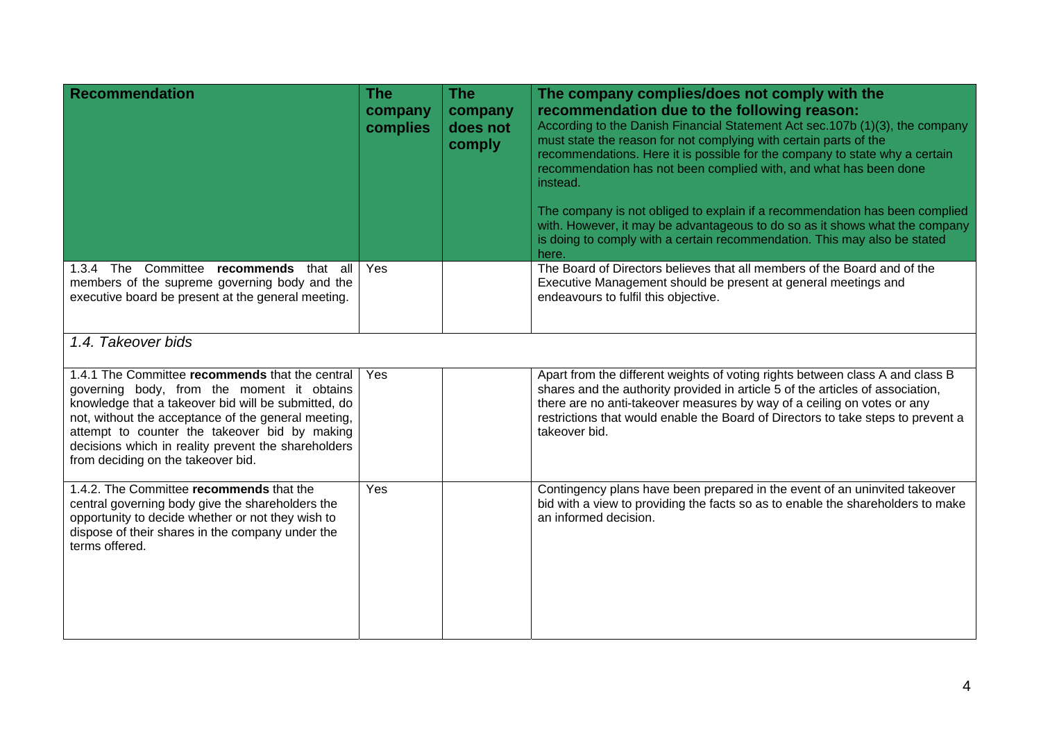| **Recommendation** | **The company complies** | **The company does not comply** | **The company complies/does not comply with the recommendation due to the following reason:** According to the Danish Financial Statement Act sec.107b (1)(3), the company must state the reason for not complying with certain parts of the recommendations. Here it is possible for the company to state why a certain recommendation has not been complied with, and what has been done instead. The company is not obliged to explain if a recommendation has been complied with. However, it may be advantageous to do so as it shows what the company is doing to comply with a certain recommendation. This may also be stated here. |
|---|---|---|---|
| 1.3.4 The Committee **recommends** that all members of the supreme governing body and the executive board be present at the general meeting. | Yes | | The Board of Directors believes that all members of the Board and of the Executive Management should be present at general meetings and endeavours to fulfil this objective. |
| *1.4. Takeover bids* | | | |
| 1.4.1 The Committee **recommends** that the central governing body, from the moment it obtains knowledge that a takeover bid will be submitted, do not, without the acceptance of the general meeting, attempt to counter the takeover bid by making decisions which in reality prevent the shareholders from deciding on the takeover bid. | Yes | | Apart from the different weights of voting rights between class A and class B shares and the authority provided in article 5 of the articles of association, there are no anti-takeover measures by way of a ceiling on votes or any restrictions that would enable the Board of Directors to take steps to prevent a takeover bid. |
| 1.4.2. The Committee **recommends** that the central governing body give the shareholders the opportunity to decide whether or not they wish to dispose of their shares in the company under the terms offered. | Yes | | Contingency plans have been prepared in the event of an uninvited takeover bid with a view to providing the facts so as to enable the shareholders to make an informed decision. |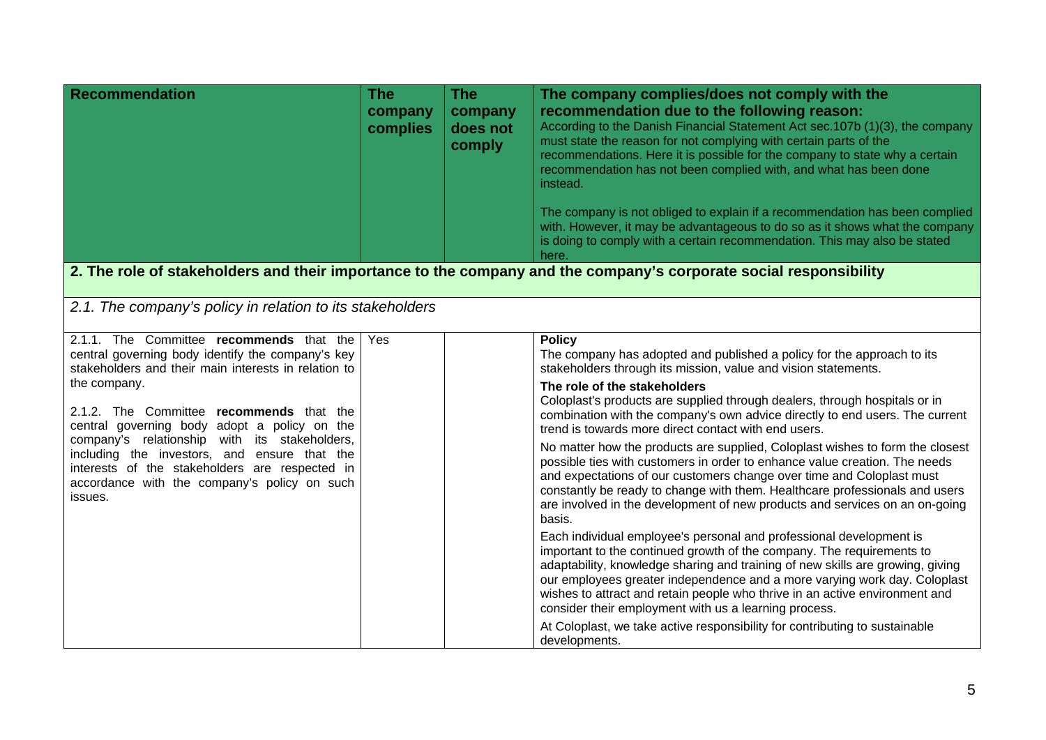| Recommendation | The company complies | The company does not comply | The company complies/does not comply with the recommendation due to the following reason: According to the Danish Financial Statement Act sec.107b (1)(3), the company must state the reason for not complying with certain parts of the recommendations. Here it is possible for the company to state why a certain recommendation has not been complied with, and what has been done instead. The company is not obliged to explain if a recommendation has been complied with. However, it may be advantageous to do so as it shows what the company is doing to comply with a certain recommendation. This may also be stated here. |
|---|---|---|---|
| **2. The role of stakeholders and their importance to the company and the company's corporate social responsibility** | | | |
| *2.1. The company's policy in relation to its stakeholders* | | | |
| 2.1.1. The Committee **recommends** that the central governing body identify the company's key stakeholders and their main interests in relation to the company. 2.1.2. The Committee **recommends** that the central governing body adopt a policy on the company's relationship with its stakeholders, including the investors, and ensure that the interests of the stakeholders are respected in accordance with the company's policy on such issues. | Yes | | **Policy** The company has adopted and published a policy for the approach to its stakeholders through its mission, value and vision statements. **The role of the stakeholders** Coloplast's products are supplied through dealers, through hospitals or in combination with the company's own advice directly to end users. The current trend is towards more direct contact with end users. No matter how the products are supplied, Coloplast wishes to form the closest possible ties with customers in order to enhance value creation. The needs and expectations of our customers change over time and Coloplast must constantly be ready to change with them. Healthcare professionals and users are involved in the development of new products and services on an on-going basis. Each individual employee's personal and professional development is important to the continued growth of the company. The requirements to adaptability, knowledge sharing and training of new skills are growing, giving our employees greater independence and a more varying work day. Coloplast wishes to attract and retain people who thrive in an active environment and consider their employment with us a learning process. At Coloplast, we take active responsibility for contributing to sustainable developments. |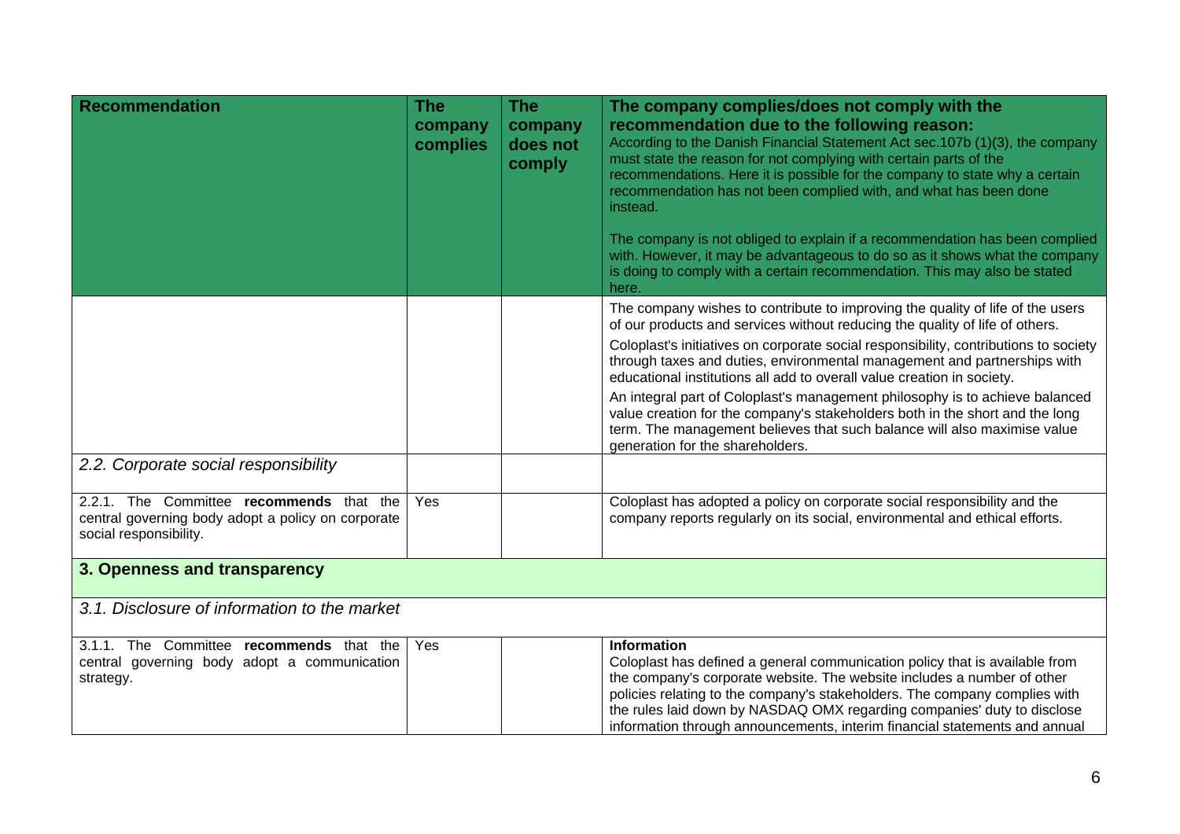| Recommendation | The company complies | The company does not comply | **The company complies/does not comply with the recommendation due to the following reason:** According to the Danish Financial Statement Act sec.107b (1)(3), the company must state the reason for not complying with certain parts of the recommendations. Here it is possible for the company to state why a certain recommendation has not been complied with, and what has been done instead. The company is not obliged to explain if a recommendation has been complied with. However, it may be advantageous to do so as it shows what the company is doing to comply with a certain recommendation. This may also be stated here. |
|---|---|---|---|
| | | | The company wishes to contribute to improving the quality of life of the users of our products and services without reducing the quality of life of others. Coloplast's initiatives on corporate social responsibility, contributions to society through taxes and duties, environmental management and partnerships with educational institutions all add to overall value creation in society. An integral part of Coloplast's management philosophy is to achieve balanced value creation for the company's stakeholders both in the short and the long term. The management believes that such balance will also maximise value generation for the shareholders. |
| *2.2. Corporate social responsibility* | | | |
| 2.2.1. The Committee **recommends** that the central governing body adopt a policy on corporate social responsibility. | Yes | | Coloplast has adopted a policy on corporate social responsibility and the company reports regularly on its social, environmental and ethical efforts. |
| **3. Openness and transparency** | | | |
| *3.1. Disclosure of information to the market* | | | |
| 3.1.1. The Committee **recommends** that the central governing body adopt a communication strategy. | Yes | | **Information** Coloplast has defined a general communication policy that is available from the company's corporate website. The website includes a number of other policies relating to the company's stakeholders. The company complies with the rules laid down by NASDAQ OMX regarding companies' duty to disclose information through announcements, interim financial statements and annual |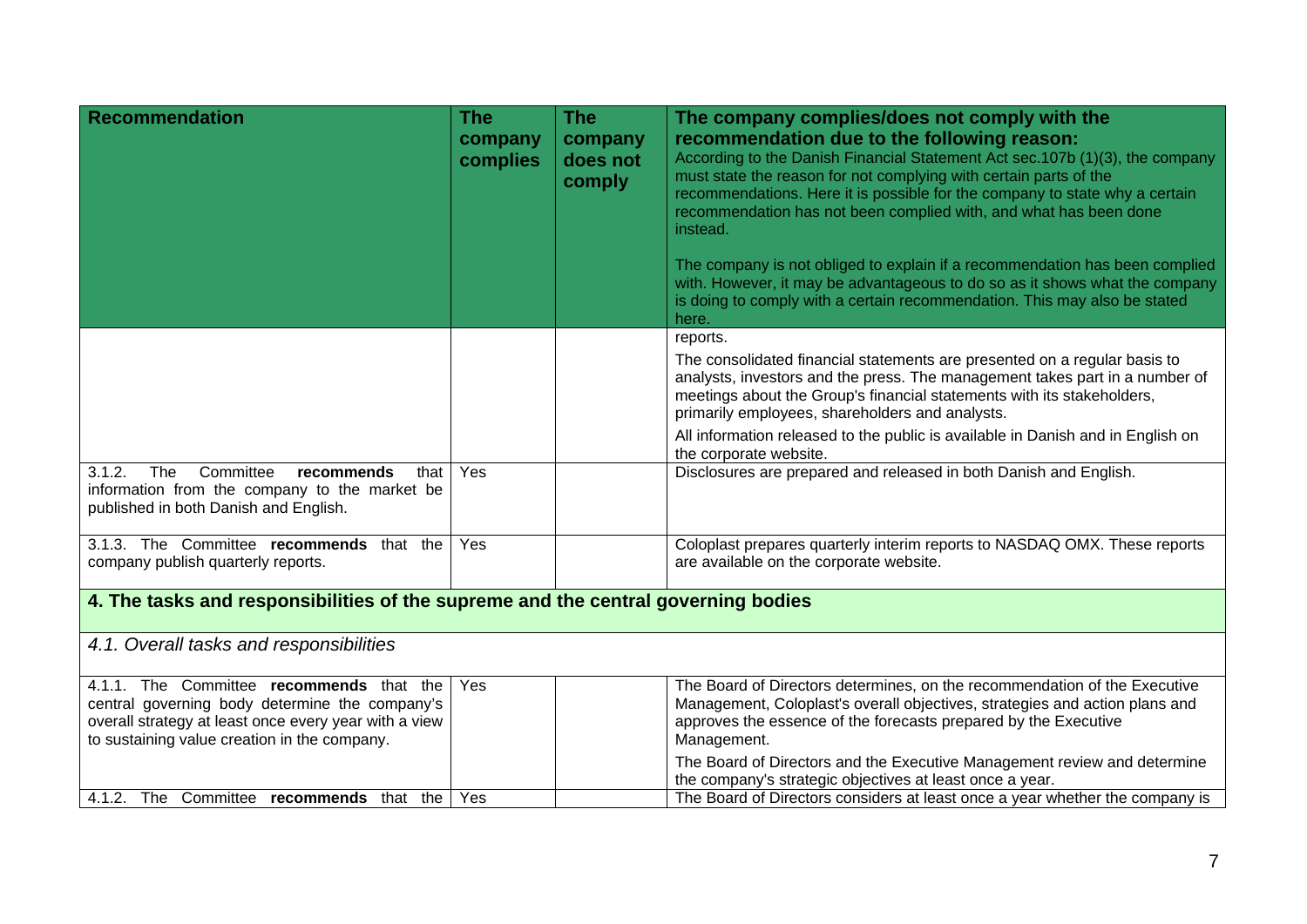| Recommendation | The company complies | The company does not comply | The company complies/does not comply with the recommendation due to the following reason: According to the Danish Financial Statement Act sec.107b (1)(3), the company must state the reason for not complying with certain parts of the recommendations. Here it is possible for the company to state why a certain recommendation has not been complied with, and what has been done instead. The company is not obliged to explain if a recommendation has been complied with. However, it may be advantageous to do so as it shows what the company is doing to comply with a certain recommendation. This may also be stated here. |
|---|---|---|---|
| | | | reports. The consolidated financial statements are presented on a regular basis to analysts, investors and the press. The management takes part in a number of meetings about the Group's financial statements with its stakeholders, primarily employees, shareholders and analysts. All information released to the public is available in Danish and in English on the corporate website. |
| 3.1.2. The Committee **recommends** that information from the company to the market be published in both Danish and English. | Yes | | Disclosures are prepared and released in both Danish and English. |
| 3.1.3. The Committee **recommends** that the company publish quarterly reports. | Yes | | Coloplast prepares quarterly interim reports to NASDAQ OMX. These reports are available on the corporate website. |
| **4. The tasks and responsibilities of the supreme and the central governing bodies** | | | |
| *4.1. Overall tasks and responsibilities* | | | |
| 4.1.1. The Committee **recommends** that the central governing body determine the company's overall strategy at least once every year with a view to sustaining value creation in the company. | Yes | | The Board of Directors determines, on the recommendation of the Executive Management, Coloplast's overall objectives, strategies and action plans and approves the essence of the forecasts prepared by the Executive Management. The Board of Directors and the Executive Management review and determine the company's strategic objectives at least once a year. |
| 4.1.2. The Committee **recommends** that the | Yes | | The Board of Directors considers at least once a year whether the company is |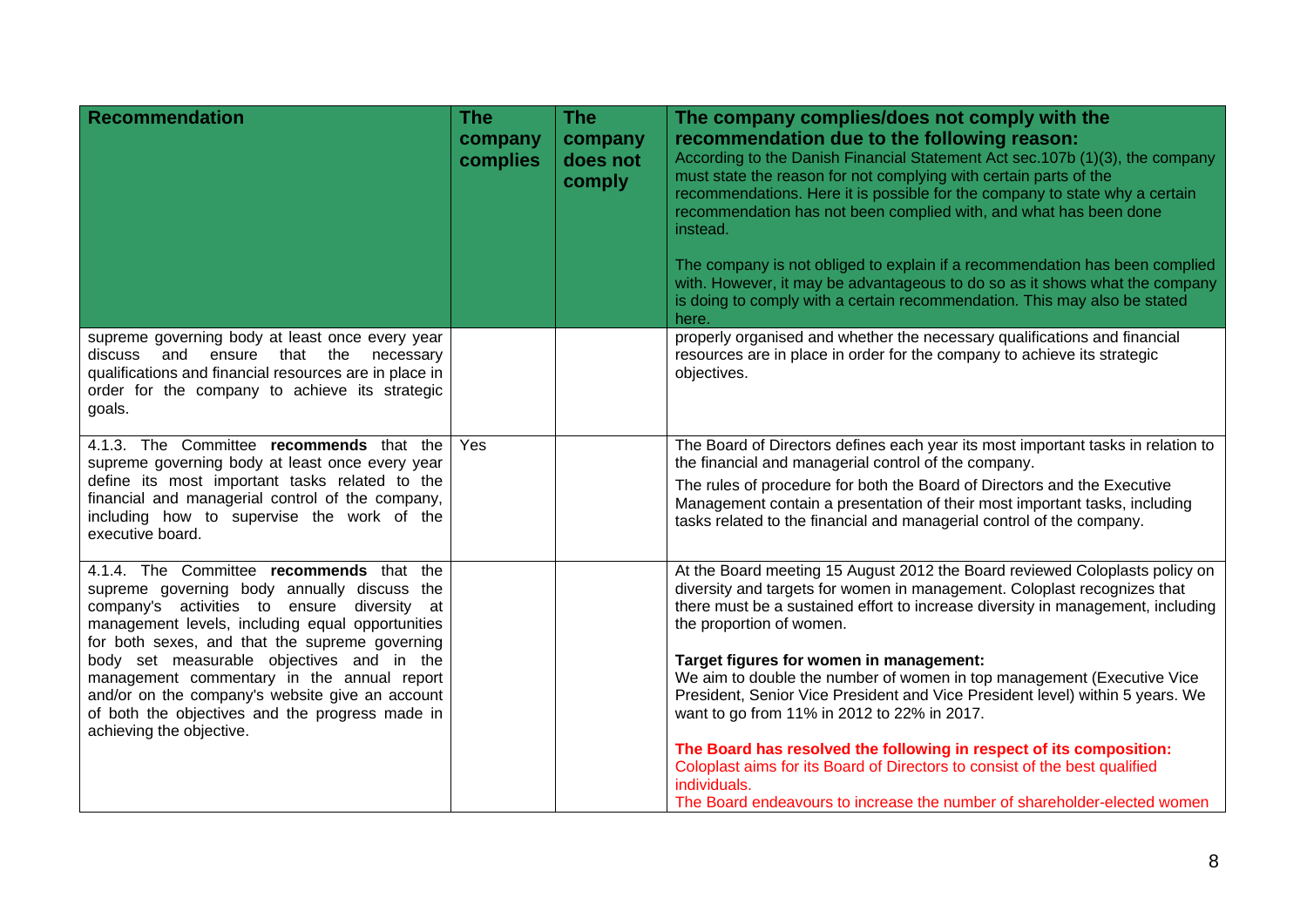| Recommendation | The company complies | The company does not comply | The company complies/does not comply with the recommendation due to the following reason: According to the Danish Financial Statement Act sec.107b (1)(3), the company must state the reason for not complying with certain parts of the recommendations. Here it is possible for the company to state why a certain recommendation has not been complied with, and what has been done instead. The company is not obliged to explain if a recommendation has been complied with. However, it may be advantageous to do so as it shows what the company is doing to comply with a certain recommendation. This may also be stated here. |
|---|---|---|---|
| supreme governing body at least once every year discuss and ensure that the necessary qualifications and financial resources are in place in order for the company to achieve its strategic goals. | | | properly organised and whether the necessary qualifications and financial resources are in place in order for the company to achieve its strategic objectives. |
| 4.1.3. The Committee **recommends** that the supreme governing body at least once every year define its most important tasks related to the financial and managerial control of the company, including how to supervise the work of the executive board. | Yes | | The Board of Directors defines each year its most important tasks in relation to the financial and managerial control of the company.<br>The rules of procedure for both the Board of Directors and the Executive Management contain a presentation of their most important tasks, including tasks related to the financial and managerial control of the company. |
| 4.1.4. The Committee **recommends** that the supreme governing body annually discuss the company's activities to ensure diversity at management levels, including equal opportunities for both sexes, and that the supreme governing body set measurable objectives and in the management commentary in the annual report and/or on the company's website give an account of both the objectives and the progress made in achieving the objective. | | | At the Board meeting 15 August 2012 the Board reviewed Coloplasts policy on diversity and targets for women in management. Coloplast recognizes that there must be a sustained effort to increase diversity in management, including the proportion of women.<br><br>**Target figures for women in management:**<br>We aim to double the number of women in top management (Executive Vice President, Senior Vice President and Vice President level) within 5 years. We want to go from 11% in 2012 to 22% in 2017.<br><br>**The Board has resolved the following in respect of its composition:**<br>Coloplast aims for its Board of Directors to consist of the best qualified individuals.<br>The Board endeavours to increase the number of shareholder-elected women |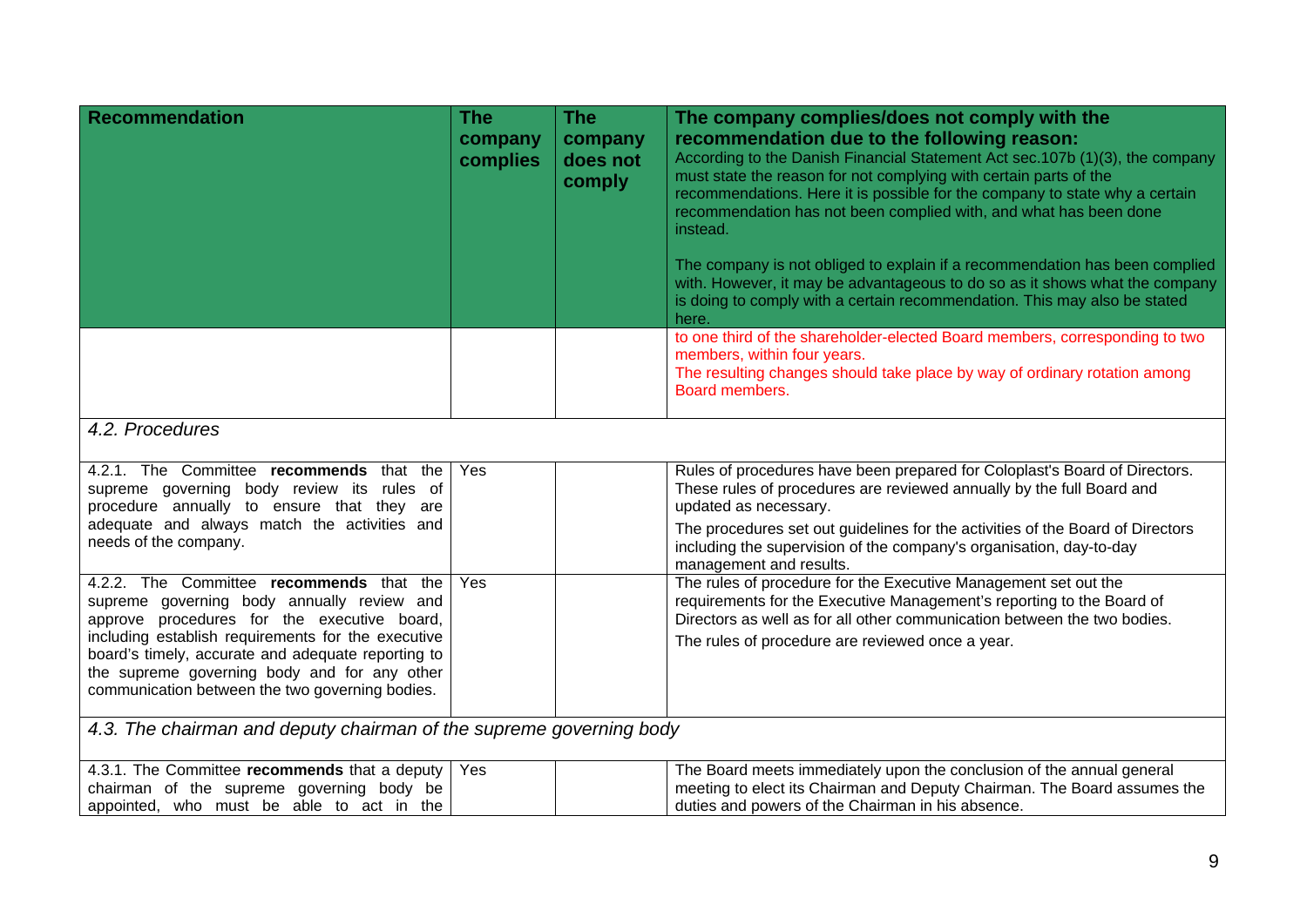| Recommendation | The company complies | The company does not comply | The company complies/does not comply with the recommendation due to the following reason: According to the Danish Financial Statement Act sec.107b (1)(3), the company must state the reason for not complying with certain parts of the recommendations. Here it is possible for the company to state why a certain recommendation has not been complied with, and what has been done instead. The company is not obliged to explain if a recommendation has been complied with. However, it may be advantageous to do so as it shows what the company is doing to comply with a certain recommendation. This may also be stated here. |
|---|---|---|---|
| | | | to one third of the shareholder-elected Board members, corresponding to two members, within four years. The resulting changes should take place by way of ordinary rotation among Board members. |
| *4.2. Procedures* | | | |
| 4.2.1. The Committee **recommends** that the supreme governing body review its rules of procedure annually to ensure that they are adequate and always match the activities and needs of the company. | Yes | | Rules of procedures have been prepared for Coloplast's Board of Directors. These rules of procedures are reviewed annually by the full Board and updated as necessary. The procedures set out guidelines for the activities of the Board of Directors including the supervision of the company's organisation, day-to-day management and results. |
| 4.2.2. The Committee **recommends** that the supreme governing body annually review and approve procedures for the executive board, including establish requirements for the executive board's timely, accurate and adequate reporting to the supreme governing body and for any other communication between the two governing bodies. | Yes | | The rules of procedure for the Executive Management set out the requirements for the Executive Management's reporting to the Board of Directors as well as for all other communication between the two bodies. The rules of procedure are reviewed once a year. |
| *4.3. The chairman and deputy chairman of the supreme governing body* | | | |
| 4.3.1. The Committee **recommends** that a deputy chairman of the supreme governing body be appointed, who must be able to act in the | Yes | | The Board meets immediately upon the conclusion of the annual general meeting to elect its Chairman and Deputy Chairman. The Board assumes the duties and powers of the Chairman in his absence. |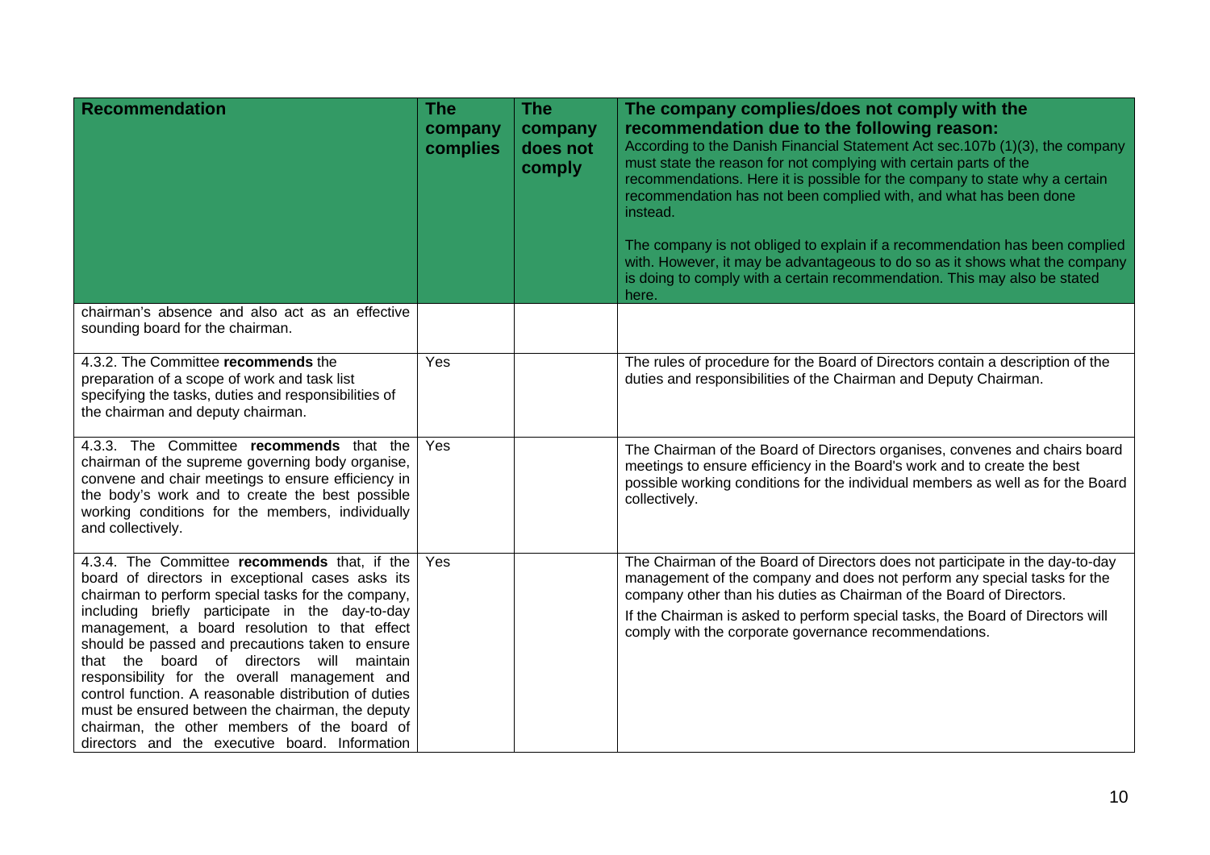| Recommendation | The company complies | The company does not comply | The company complies/does not comply with the recommendation due to the following reason: According to the Danish Financial Statement Act sec.107b (1)(3), the company must state the reason for not complying with certain parts of the recommendations. Here it is possible for the company to state why a certain recommendation has not been complied with, and what has been done instead. The company is not obliged to explain if a recommendation has been complied with. However, it may be advantageous to do so as it shows what the company is doing to comply with a certain recommendation. This may also be stated here. |
|---|---|---|---|
| chairman's absence and also act as an effective sounding board for the chairman. | | | |
| 4.3.2. The Committee **recommends** the preparation of a scope of work and task list specifying the tasks, duties and responsibilities of the chairman and deputy chairman. | Yes | | The rules of procedure for the Board of Directors contain a description of the duties and responsibilities of the Chairman and Deputy Chairman. |
| 4.3.3. The Committee **recommends** that the chairman of the supreme governing body organise, convene and chair meetings to ensure efficiency in the body's work and to create the best possible working conditions for the members, individually and collectively. | Yes | | The Chairman of the Board of Directors organises, convenes and chairs board meetings to ensure efficiency in the Board's work and to create the best possible working conditions for the individual members as well as for the Board collectively. |
| 4.3.4. The Committee **recommends** that, if the board of directors in exceptional cases asks its chairman to perform special tasks for the company, including briefly participate in the day-to-day management, a board resolution to that effect should be passed and precautions taken to ensure that the board of directors will maintain responsibility for the overall management and control function. A reasonable distribution of duties must be ensured between the chairman, the deputy chairman, the other members of the board of directors and the executive board. Information | Yes | | The Chairman of the Board of Directors does not participate in the day-to-day management of the company and does not perform any special tasks for the company other than his duties as Chairman of the Board of Directors. If the Chairman is asked to perform special tasks, the Board of Directors will comply with the corporate governance recommendations. |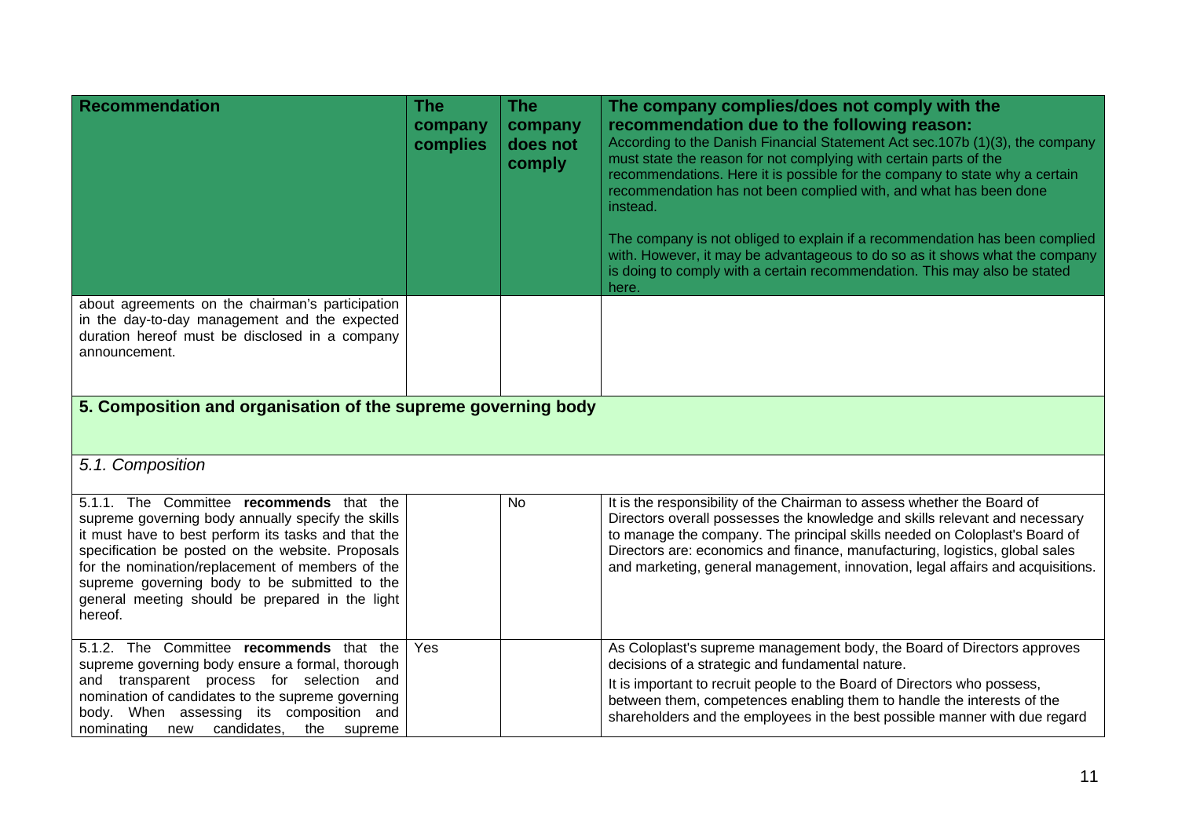| Recommendation | The company complies | The company does not comply | The company complies/does not comply with the recommendation due to the following reason: According to the Danish Financial Statement Act sec.107b (1)(3), the company must state the reason for not complying with certain parts of the recommendations. Here it is possible for the company to state why a certain recommendation has not been complied with, and what has been done instead. The company is not obliged to explain if a recommendation has been complied with. However, it may be advantageous to do so as it shows what the company is doing to comply with a certain recommendation. This may also be stated here. |
|---|---|---|---|
| about agreements on the chairman's participation in the day-to-day management and the expected duration hereof must be disclosed in a company announcement. | | | |
| **5. Composition and organisation of the supreme governing body** | | | |
| *5.1. Composition* | | | |
| 5.1.1. The Committee **recommends** that the supreme governing body annually specify the skills it must have to best perform its tasks and that the specification be posted on the website. Proposals for the nomination/replacement of members of the supreme governing body to be submitted to the general meeting should be prepared in the light hereof. | | No | It is the responsibility of the Chairman to assess whether the Board of Directors overall possesses the knowledge and skills relevant and necessary to manage the company. The principal skills needed on Coloplast's Board of Directors are: economics and finance, manufacturing, logistics, global sales and marketing, general management, innovation, legal affairs and acquisitions. |
| 5.1.2. The Committee **recommends** that the supreme governing body ensure a formal, thorough and transparent process for selection and nomination of candidates to the supreme governing body. When assessing its composition and nominating new candidates, the supreme | Yes | | As Coloplast's supreme management body, the Board of Directors approves decisions of a strategic and fundamental nature. It is important to recruit people to the Board of Directors who possess, between them, competences enabling them to handle the interests of the shareholders and the employees in the best possible manner with due regard |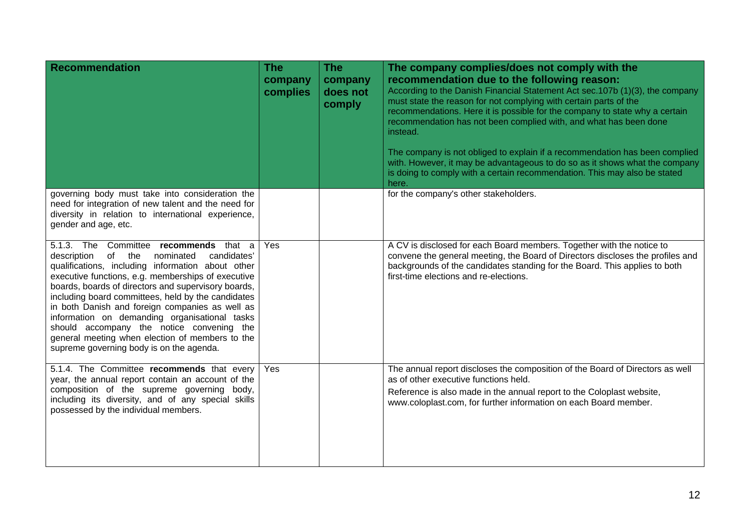| **Recommendation** | **The company complies** | **The company does not comply** | **The company complies/does not comply with the recommendation due to the following reason:** According to the Danish Financial Statement Act sec.107b (1)(3), the company must state the reason for not complying with certain parts of the recommendations. Here it is possible for the company to state why a certain recommendation has not been complied with, and what has been done instead. The company is not obliged to explain if a recommendation has been complied with. However, it may be advantageous to do so as it shows what the company is doing to comply with a certain recommendation. This may also be stated here. |
|---|---|---|---|
| governing body must take into consideration the need for integration of new talent and the need for diversity in relation to international experience, gender and age, etc. | | | for the company's other stakeholders. |
| 5.1.3. The Committee **recommends** that a description of the nominated candidates' qualifications, including information about other executive functions, e.g. memberships of executive boards, boards of directors and supervisory boards, including board committees, held by the candidates in both Danish and foreign companies as well as information on demanding organisational tasks should accompany the notice convening the general meeting when election of members to the supreme governing body is on the agenda. | Yes | | A CV is disclosed for each Board members. Together with the notice to convene the general meeting, the Board of Directors discloses the profiles and backgrounds of the candidates standing for the Board. This applies to both first-time elections and re-elections. |
| 5.1.4. The Committee **recommends** that every year, the annual report contain an account of the composition of the supreme governing body, including its diversity, and of any special skills possessed by the individual members. | Yes | | The annual report discloses the composition of the Board of Directors as well as of other executive functions held. Reference is also made in the annual report to the Coloplast website, www.coloplast.com, for further information on each Board member. |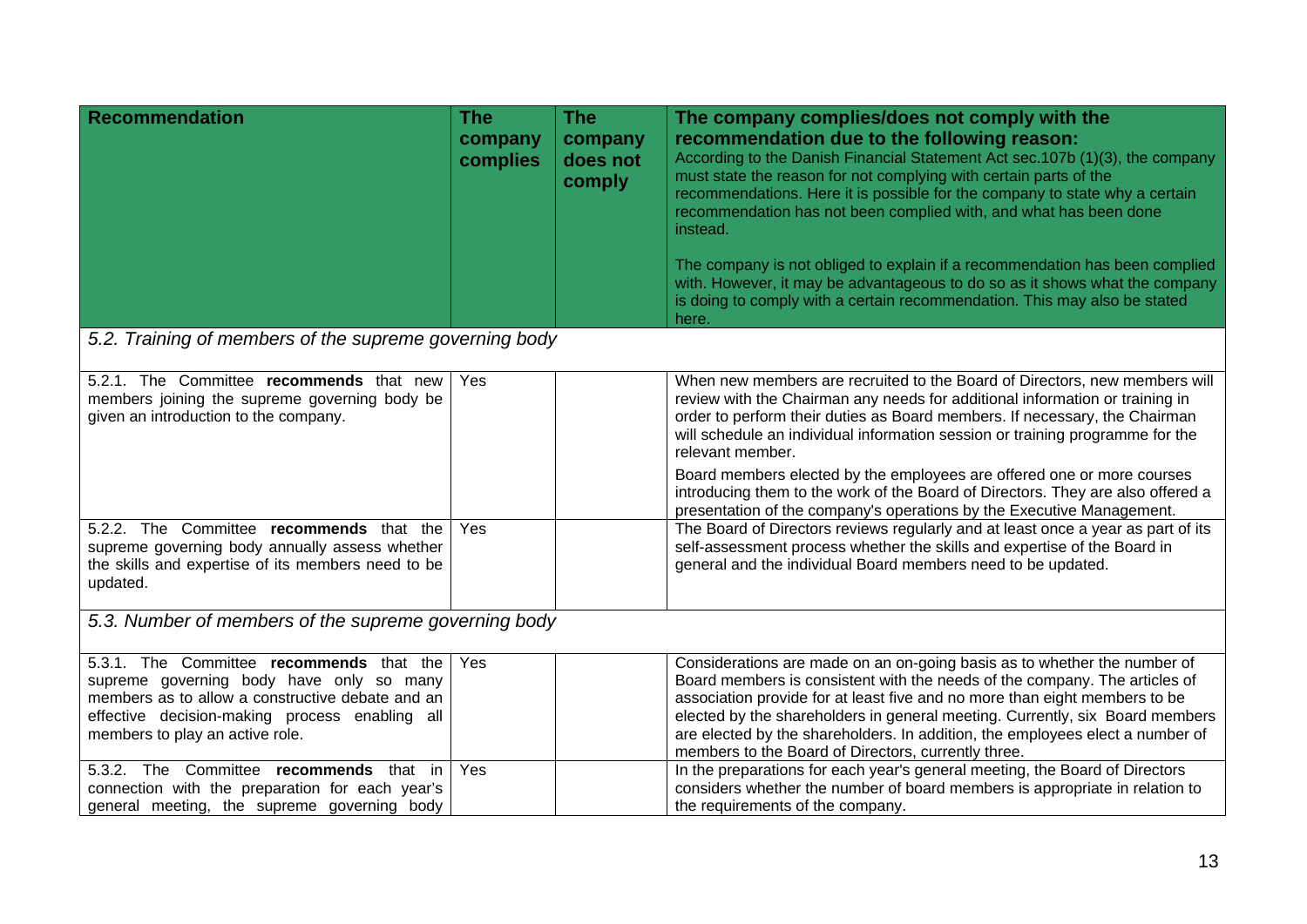| Recommendation | The company complies | The company does not comply | The company complies/does not comply with the recommendation due to the following reason: According to the Danish Financial Statement Act sec.107b (1)(3), the company must state the reason for not complying with certain parts of the recommendations. Here it is possible for the company to state why a certain recommendation has not been complied with, and what has been done instead. The company is not obliged to explain if a recommendation has been complied with. However, it may be advantageous to do so as it shows what the company is doing to comply with a certain recommendation. This may also be stated here. |
|---|---|---|---|
| *5.2. Training of members of the supreme governing body* | | | |
| 5.2.1. The Committee **recommends** that new members joining the supreme governing body be given an introduction to the company. | Yes | | When new members are recruited to the Board of Directors, new members will review with the Chairman any needs for additional information or training in order to perform their duties as Board members. If necessary, the Chairman will schedule an individual information session or training programme for the relevant member. Board members elected by the employees are offered one or more courses introducing them to the work of the Board of Directors. They are also offered a presentation of the company's operations by the Executive Management. |
| 5.2.2. The Committee **recommends** that the supreme governing body annually assess whether the skills and expertise of its members need to be updated. | Yes | | The Board of Directors reviews regularly and at least once a year as part of its self-assessment process whether the skills and expertise of the Board in general and the individual Board members need to be updated. |
| *5.3. Number of members of the supreme governing body* | | | |
| 5.3.1. The Committee **recommends** that the supreme governing body have only so many members as to allow a constructive debate and an effective decision-making process enabling all members to play an active role. | Yes | | Considerations are made on an on-going basis as to whether the number of Board members is consistent with the needs of the company. The articles of association provide for at least five and no more than eight members to be elected by the shareholders in general meeting. Currently, six Board members are elected by the shareholders. In addition, the employees elect a number of members to the Board of Directors, currently three. |
| 5.3.2. The Committee **recommends** that in connection with the preparation for each year's general meeting, the supreme governing body | Yes | | In the preparations for each year's general meeting, the Board of Directors considers whether the number of board members is appropriate in relation to the requirements of the company. |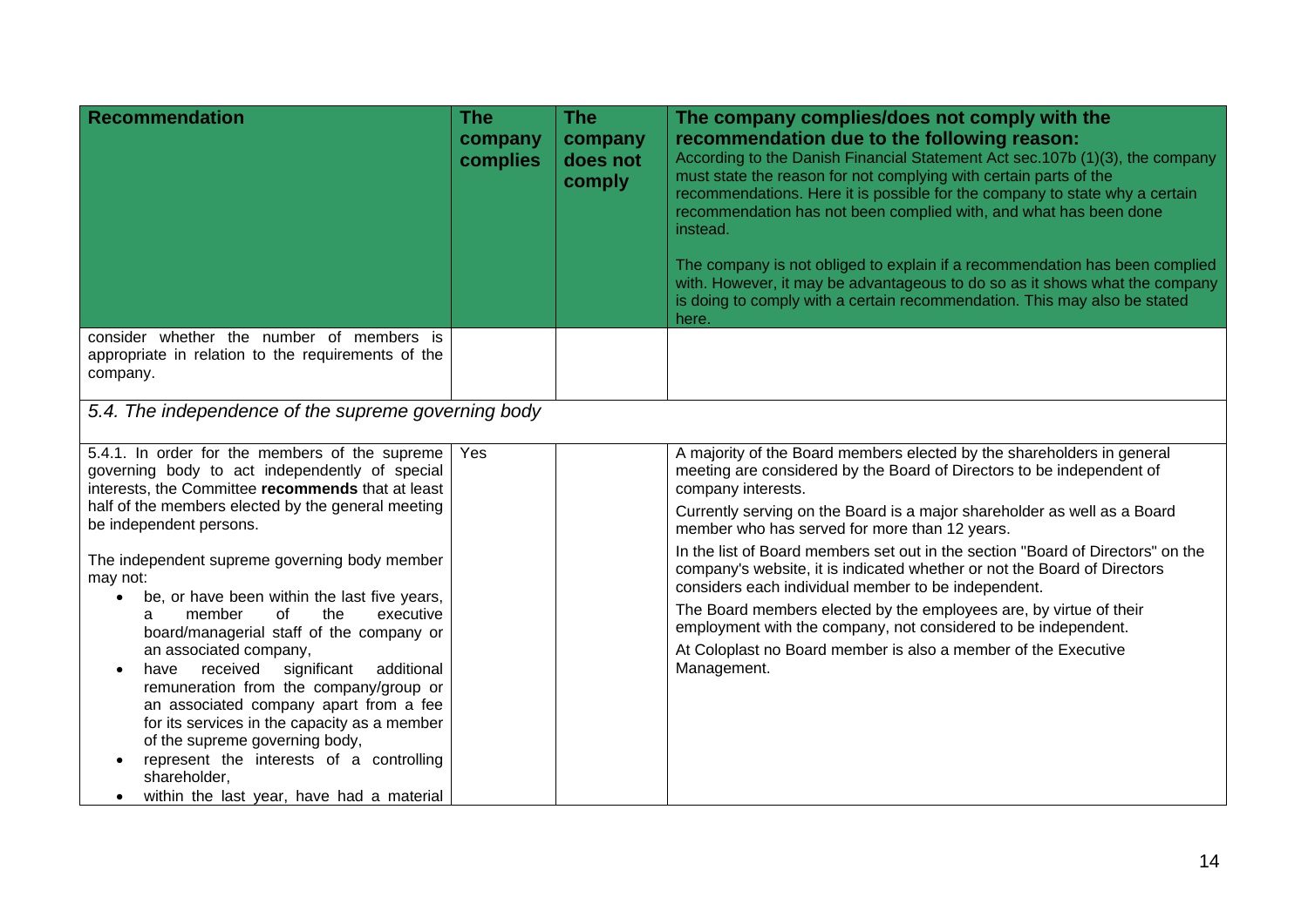| Recommendation | The company complies | The company does not comply | The company complies/does not comply with the recommendation due to the following reason: According to the Danish Financial Statement Act sec.107b (1)(3), the company must state the reason for not complying with certain parts of the recommendations. Here it is possible for the company to state why a certain recommendation has not been complied with, and what has been done instead. The company is not obliged to explain if a recommendation has been complied with. However, it may be advantageous to do so as it shows what the company is doing to comply with a certain recommendation. This may also be stated here. |
|---|---|---|---|
| consider whether the number of members is appropriate in relation to the requirements of the company. | | | |

*5.4. The independence of the supreme governing body*

| Recommendation | The company complies | The company does not comply | The company complies/does not comply with the recommendation due to the following reason |
|---|---|---|---|
| 5.4.1. In order for the members of the supreme governing body to act independently of special interests, the Committee **recommends** that at least half of the members elected by the general meeting be independent persons.<br><br>The independent supreme governing body member may not:<br>• be, or have been within the last five years, a member of the executive board/managerial staff of the company or an associated company,<br>• have received significant additional remuneration from the company/group or an associated company apart from a fee for its services in the capacity as a member of the supreme governing body,<br>• represent the interests of a controlling shareholder,<br>• within the last year, have had a material | Yes | | A majority of the Board members elected by the shareholders in general meeting are considered by the Board of Directors to be independent of company interests.<br><br>Currently serving on the Board is a major shareholder as well as a Board member who has served for more than 12 years.<br><br>In the list of Board members set out in the section "Board of Directors" on the company's website, it is indicated whether or not the Board of Directors considers each individual member to be independent.<br><br>The Board members elected by the employees are, by virtue of their employment with the company, not considered to be independent.<br><br>At Coloplast no Board member is also a member of the Executive Management. |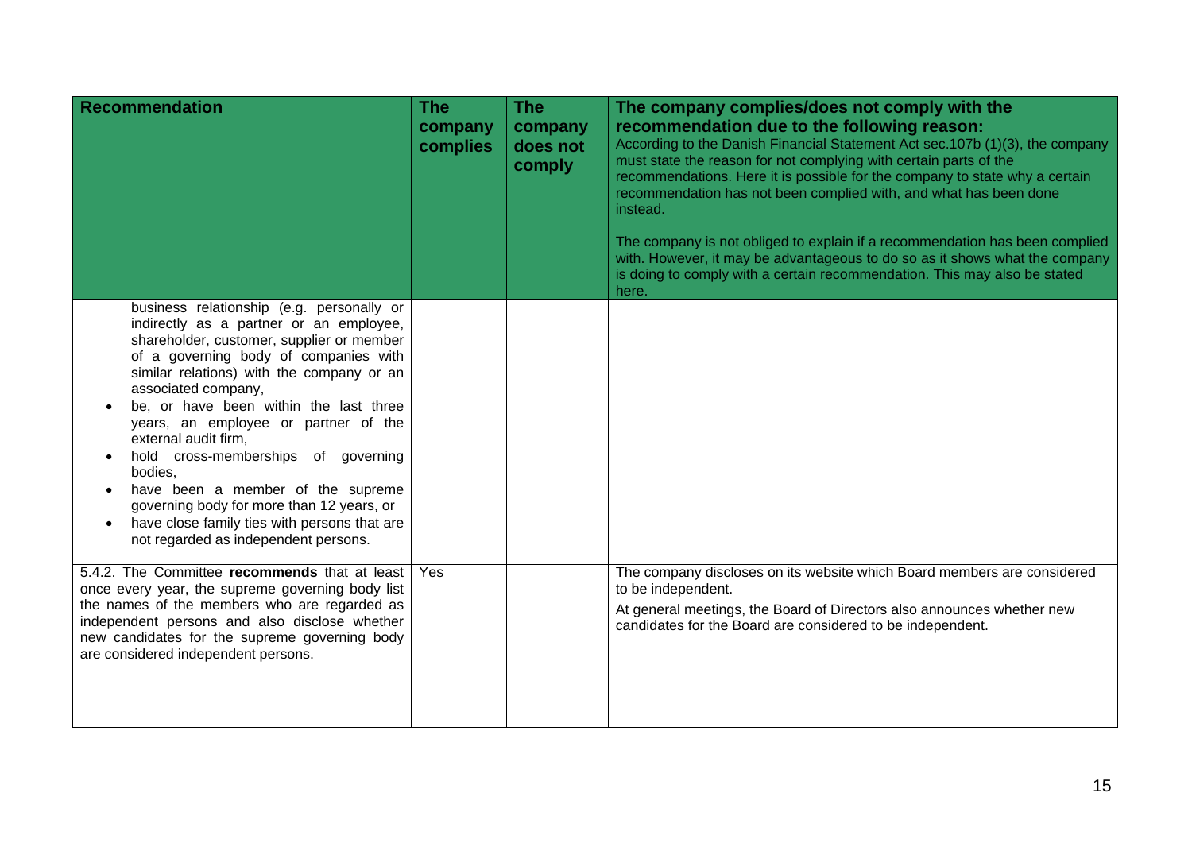| Recommendation | The company complies | The company does not comply | The company complies/does not comply with the recommendation due to the following reason: According to the Danish Financial Statement Act sec.107b (1)(3), the company must state the reason for not complying with certain parts of the recommendations. Here it is possible for the company to state why a certain recommendation has not been complied with, and what has been done instead. The company is not obliged to explain if a recommendation has been complied with. However, it may be advantageous to do so as it shows what the company is doing to comply with a certain recommendation. This may also be stated here. |
|---|---|---|---|
| business relationship (e.g. personally or indirectly as a partner or an employee, shareholder, customer, supplier or member of a governing body of companies with similar relations) with the company or an associated company,<br>• be, or have been within the last three years, an employee or partner of the external audit firm,<br>• hold cross-memberships of governing bodies,<br>• have been a member of the supreme governing body for more than 12 years, or<br>• have close family ties with persons that are not regarded as independent persons. | | | |
| 5.4.2. The Committee **recommends** that at least once every year, the supreme governing body list the names of the members who are regarded as independent persons and also disclose whether new candidates for the supreme governing body are considered independent persons. | Yes | | The company discloses on its website which Board members are considered to be independent.<br>At general meetings, the Board of Directors also announces whether new candidates for the Board are considered to be independent. |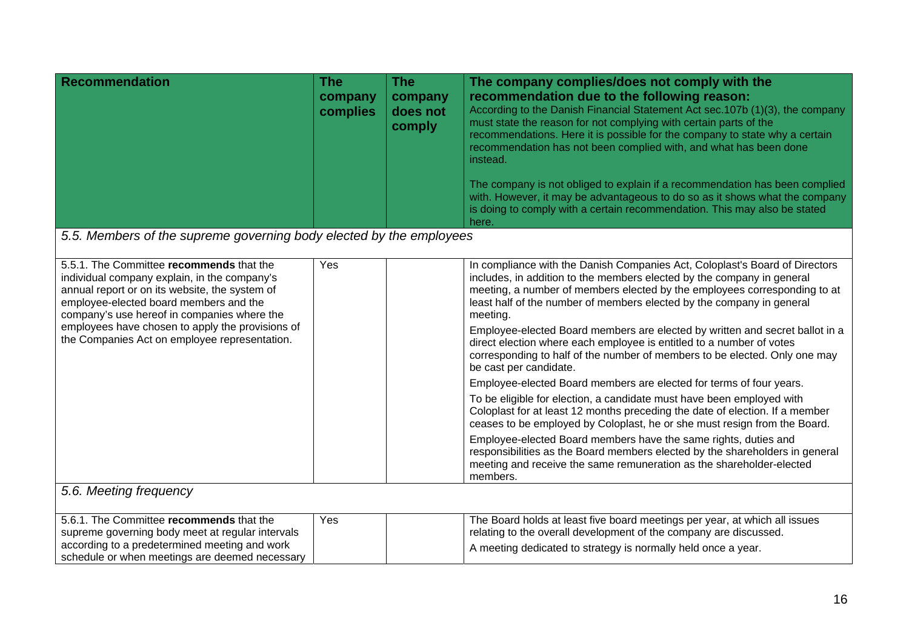| Recommendation | The company complies | The company does not comply | The company complies/does not comply with the recommendation due to the following reason: According to the Danish Financial Statement Act sec.107b (1)(3), the company must state the reason for not complying with certain parts of the recommendations. Here it is possible for the company to state why a certain recommendation has not been complied with, and what has been done instead. The company is not obliged to explain if a recommendation has been complied with. However, it may be advantageous to do so as it shows what the company is doing to comply with a certain recommendation. This may also be stated here. |
|---|---|---|---|
| *5.5. Members of the supreme governing body elected by the employees* | | | |
| 5.5.1. The Committee **recommends** that the individual company explain, in the company's annual report or on its website, the system of employee-elected board members and the company's use hereof in companies where the employees have chosen to apply the provisions of the Companies Act on employee representation. | Yes | | In compliance with the Danish Companies Act, Coloplast's Board of Directors includes, in addition to the members elected by the company in general meeting, a number of members elected by the employees corresponding to at least half of the number of members elected by the company in general meeting. Employee-elected Board members are elected by written and secret ballot in a direct election where each employee is entitled to a number of votes corresponding to half of the number of members to be elected. Only one may be cast per candidate. Employee-elected Board members are elected for terms of four years. To be eligible for election, a candidate must have been employed with Coloplast for at least 12 months preceding the date of election. If a member ceases to be employed by Coloplast, he or she must resign from the Board. Employee-elected Board members have the same rights, duties and responsibilities as the Board members elected by the shareholders in general meeting and receive the same remuneration as the shareholder-elected members. |
| *5.6. Meeting frequency* | | | |
| 5.6.1. The Committee **recommends** that the supreme governing body meet at regular intervals according to a predetermined meeting and work schedule or when meetings are deemed necessary | Yes | | The Board holds at least five board meetings per year, at which all issues relating to the overall development of the company are discussed. A meeting dedicated to strategy is normally held once a year. |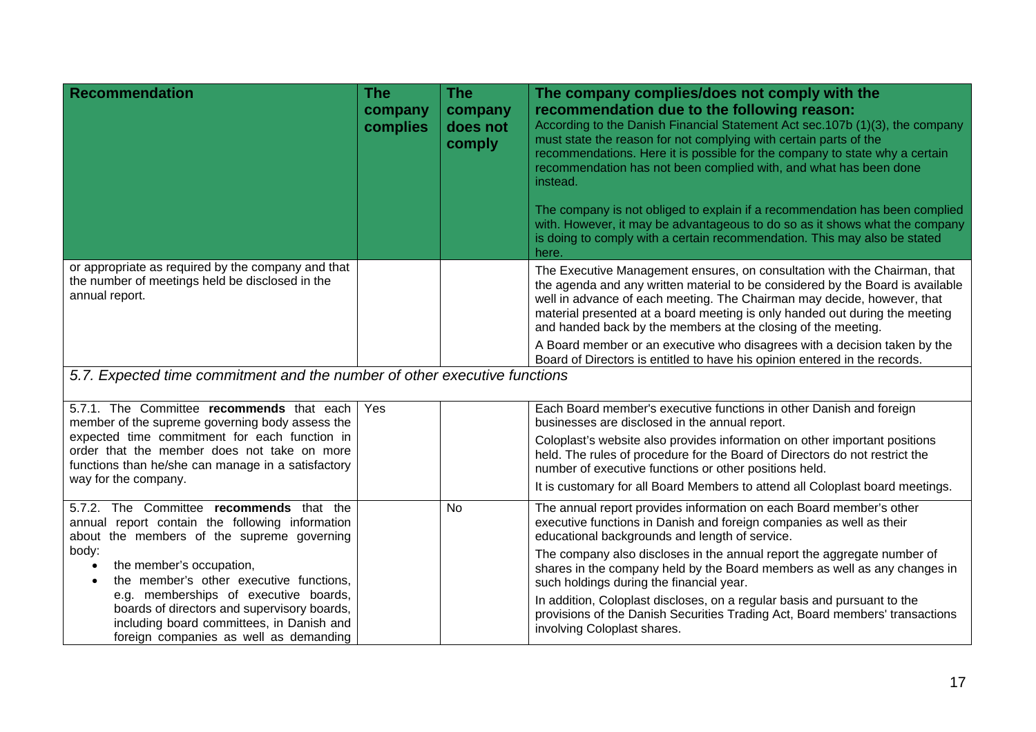| Recommendation | The company complies | The company does not comply | The company complies/does not comply with the recommendation due to the following reason: According to the Danish Financial Statement Act sec.107b (1)(3), the company must state the reason for not complying with certain parts of the recommendations. Here it is possible for the company to state why a certain recommendation has not been complied with, and what has been done instead. The company is not obliged to explain if a recommendation has been complied with. However, it may be advantageous to do so as it shows what the company is doing to comply with a certain recommendation. This may also be stated here. |
|---|---|---|---|
| or appropriate as required by the company and that the number of meetings held be disclosed in the annual report. | | | The Executive Management ensures, on consultation with the Chairman, that the agenda and any written material to be considered by the Board is available well in advance of each meeting. The Chairman may decide, however, that material presented at a board meeting is only handed out during the meeting and handed back by the members at the closing of the meeting. A Board member or an executive who disagrees with a decision taken by the Board of Directors is entitled to have his opinion entered in the records. |
| *5.7. Expected time commitment and the number of other executive functions* | | | |
| 5.7.1. The Committee **recommends** that each member of the supreme governing body assess the expected time commitment for each function in order that the member does not take on more functions than he/she can manage in a satisfactory way for the company. | Yes | | Each Board member's executive functions in other Danish and foreign businesses are disclosed in the annual report. Coloplast's website also provides information on other important positions held. The rules of procedure for the Board of Directors do not restrict the number of executive functions or other positions held. It is customary for all Board Members to attend all Coloplast board meetings. |
| 5.7.2. The Committee **recommends** that the annual report contain the following information about the members of the supreme governing body: <br>• the member's occupation, <br>• the member's other executive functions, e.g. memberships of executive boards, boards of directors and supervisory boards, including board committees, in Danish and foreign companies as well as demanding | | No | The annual report provides information on each Board member's other executive functions in Danish and foreign companies as well as their educational backgrounds and length of service. The company also discloses in the annual report the aggregate number of shares in the company held by the Board members as well as any changes in such holdings during the financial year. In addition, Coloplast discloses, on a regular basis and pursuant to the provisions of the Danish Securities Trading Act, Board members' transactions involving Coloplast shares. |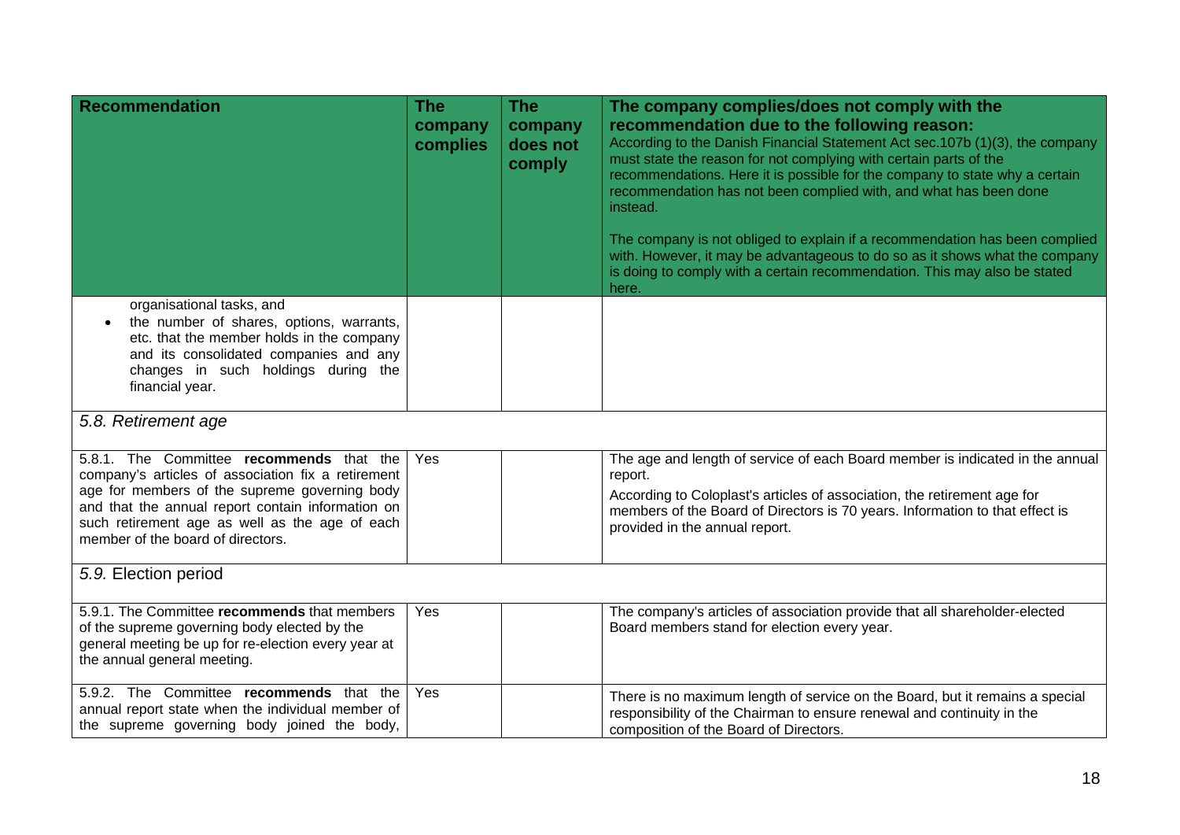| Recommendation | The company complies | The company does not comply | The company complies/does not comply with the recommendation due to the following reason: According to the Danish Financial Statement Act sec.107b (1)(3), the company must state the reason for not complying with certain parts of the recommendations. Here it is possible for the company to state why a certain recommendation has not been complied with, and what has been done instead. The company is not obliged to explain if a recommendation has been complied with. However, it may be advantageous to do so as it shows what the company is doing to comply with a certain recommendation. This may also be stated here. |
|---|---|---|---|
| organisational tasks, and<br>• the number of shares, options, warrants, etc. that the member holds in the company and its consolidated companies and any changes in such holdings during the financial year. | | | |
| *5.8. Retirement age* | | | |
| 5.8.1. The Committee **recommends** that the company's articles of association fix a retirement age for members of the supreme governing body and that the annual report contain information on such retirement age as well as the age of each member of the board of directors. | Yes | | The age and length of service of each Board member is indicated in the annual report.<br>According to Coloplast's articles of association, the retirement age for members of the Board of Directors is 70 years. Information to that effect is provided in the annual report. |
| *5.9.* Election period | | | |
| 5.9.1. The Committee **recommends** that members of the supreme governing body elected by the general meeting be up for re-election every year at the annual general meeting. | Yes | | The company's articles of association provide that all shareholder-elected Board members stand for election every year. |
| 5.9.2. The Committee **recommends** that the annual report state when the individual member of the supreme governing body joined the body, | Yes | | There is no maximum length of service on the Board, but it remains a special responsibility of the Chairman to ensure renewal and continuity in the composition of the Board of Directors. |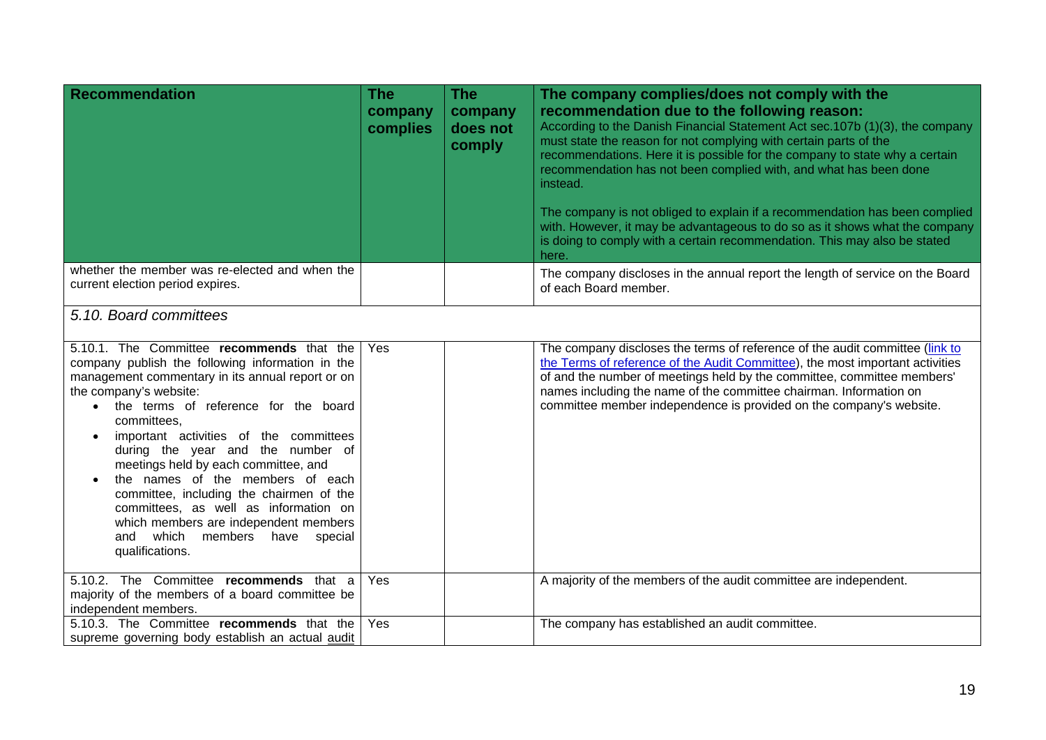| Recommendation | The company complies | The company does not comply | The company complies/does not comply with the recommendation due to the following reason: According to the Danish Financial Statement Act sec.107b (1)(3), the company must state the reason for not complying with certain parts of the recommendations. Here it is possible for the company to state why a certain recommendation has not been complied with, and what has been done instead. The company is not obliged to explain if a recommendation has been complied with. However, it may be advantageous to do so as it shows what the company is doing to comply with a certain recommendation. This may also be stated here. |
|---|---|---|---|
| whether the member was re-elected and when the current election period expires. | | | The company discloses in the annual report the length of service on the Board of each Board member. |
| *5.10. Board committees* | | | |
| 5.10.1. The Committee **recommends** that the company publish the following information in the management commentary in its annual report or on the company's website: <br>• the terms of reference for the board committees, <br>• important activities of the committees during the year and the number of meetings held by each committee, and <br>• the names of the members of each committee, including the chairmen of the committees, as well as information on which members are independent members and which members have special qualifications. | Yes | | The company discloses the terms of reference of the audit committee (link to the Terms of reference of the Audit Committee), the most important activities of and the number of meetings held by the committee, committee members' names including the name of the committee chairman. Information on committee member independence is provided on the company's website. |
| 5.10.2. The Committee **recommends** that a majority of the members of a board committee be independent members. | Yes | | A majority of the members of the audit committee are independent. |
| 5.10.3. The Committee **recommends** that the supreme governing body establish an actual audit | Yes | | The company has established an audit committee. |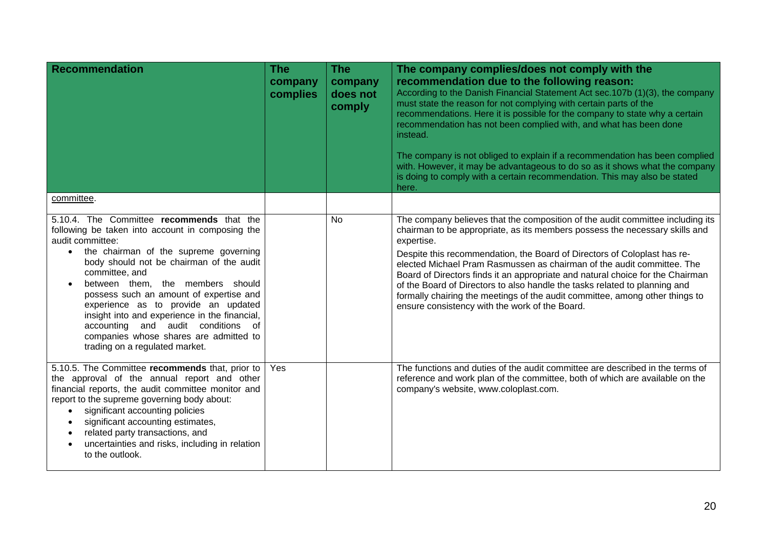| Recommendation | The company complies | The company does not comply | The company complies/does not comply with the recommendation due to the following reason: According to the Danish Financial Statement Act sec.107b (1)(3), the company must state the reason for not complying with certain parts of the recommendations. Here it is possible for the company to state why a certain recommendation has not been complied with, and what has been done instead. The company is not obliged to explain if a recommendation has been complied with. However, it may be advantageous to do so as it shows what the company is doing to comply with a certain recommendation. This may also be stated here. |
|---|---|---|---|
| committee. | | | |
| 5.10.4. The Committee **recommends** that the following be taken into account in composing the audit committee: <br>• the chairman of the supreme governing body should not be chairman of the audit committee, and <br>• between them, the members should possess such an amount of expertise and experience as to provide an updated insight into and experience in the financial, accounting and audit conditions of companies whose shares are admitted to trading on a regulated market. | | No | The company believes that the composition of the audit committee including its chairman to be appropriate, as its members possess the necessary skills and expertise. <br>Despite this recommendation, the Board of Directors of Coloplast has re-elected Michael Pram Rasmussen as chairman of the audit committee. The Board of Directors finds it an appropriate and natural choice for the Chairman of the Board of Directors to also handle the tasks related to planning and formally chairing the meetings of the audit committee, among other things to ensure consistency with the work of the Board. |
| 5.10.5. The Committee **recommends** that, prior to the approval of the annual report and other financial reports, the audit committee monitor and report to the supreme governing body about: <br>• significant accounting policies <br>• significant accounting estimates, <br>• related party transactions, and <br>• uncertainties and risks, including in relation to the outlook. | Yes | | The functions and duties of the audit committee are described in the terms of reference and work plan of the committee, both of which are available on the company's website, www.coloplast.com. |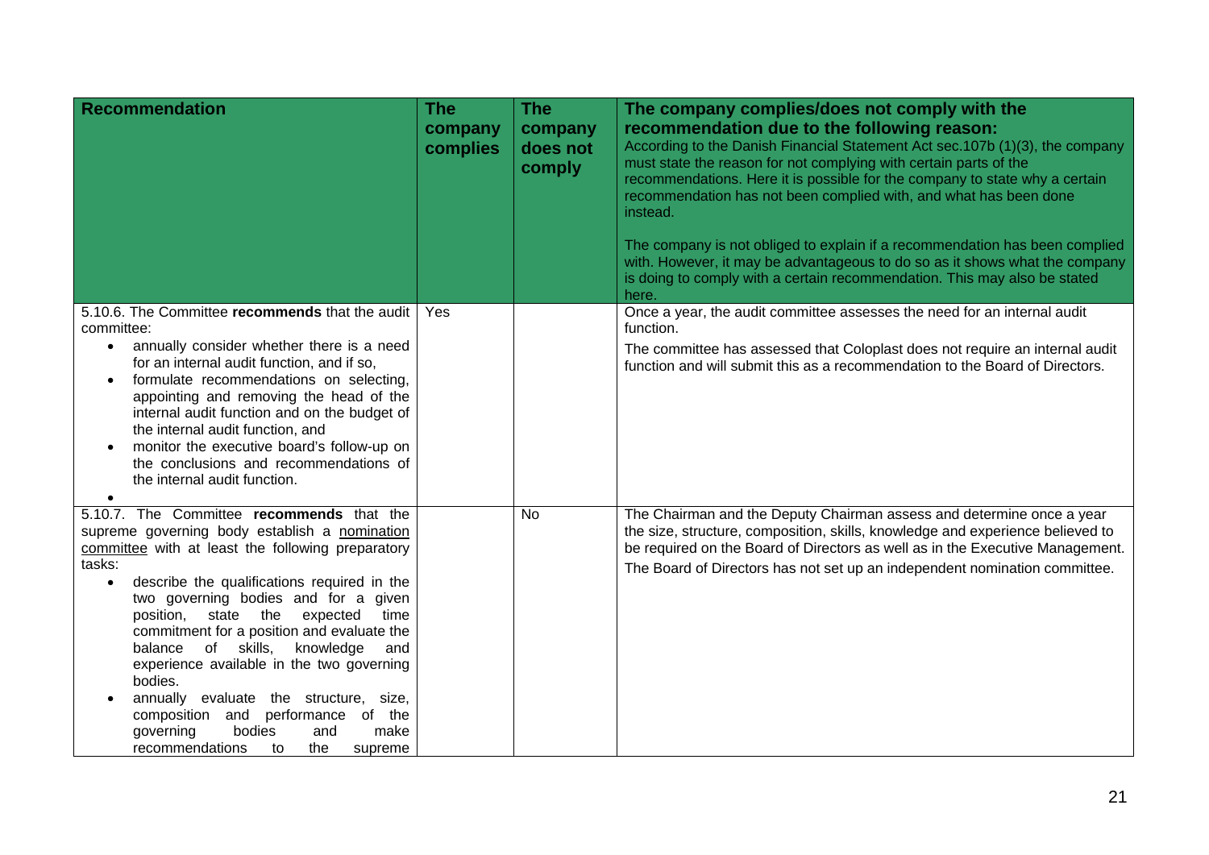| Recommendation | The company complies | The company does not comply | The company complies/does not comply with the recommendation due to the following reason: According to the Danish Financial Statement Act sec.107b (1)(3), the company must state the reason for not complying with certain parts of the recommendations. Here it is possible for the company to state why a certain recommendation has not been complied with, and what has been done instead. The company is not obliged to explain if a recommendation has been complied with. However, it may be advantageous to do so as it shows what the company is doing to comply with a certain recommendation. This may also be stated here. |
|---|---|---|---|
| 5.10.6. The Committee **recommends** that the audit committee: <br>• annually consider whether there is a need for an internal audit function, and if so, <br>• formulate recommendations on selecting, appointing and removing the head of the internal audit function and on the budget of the internal audit function, and <br>• monitor the executive board's follow-up on the conclusions and recommendations of the internal audit function. | Yes | | Once a year, the audit committee assesses the need for an internal audit function. <br>The committee has assessed that Coloplast does not require an internal audit function and will submit this as a recommendation to the Board of Directors. |
| 5.10.7. The Committee **recommends** that the supreme governing body establish a nomination committee with at least the following preparatory tasks: <br>• describe the qualifications required in the two governing bodies and for a given position, state the expected time commitment for a position and evaluate the balance of skills, knowledge and experience available in the two governing bodies. <br>• annually evaluate the structure, size, composition and performance of the governing bodies and make recommendations to the supreme | | No | The Chairman and the Deputy Chairman assess and determine once a year the size, structure, composition, skills, knowledge and experience believed to be required on the Board of Directors as well as in the Executive Management. <br>The Board of Directors has not set up an independent nomination committee. |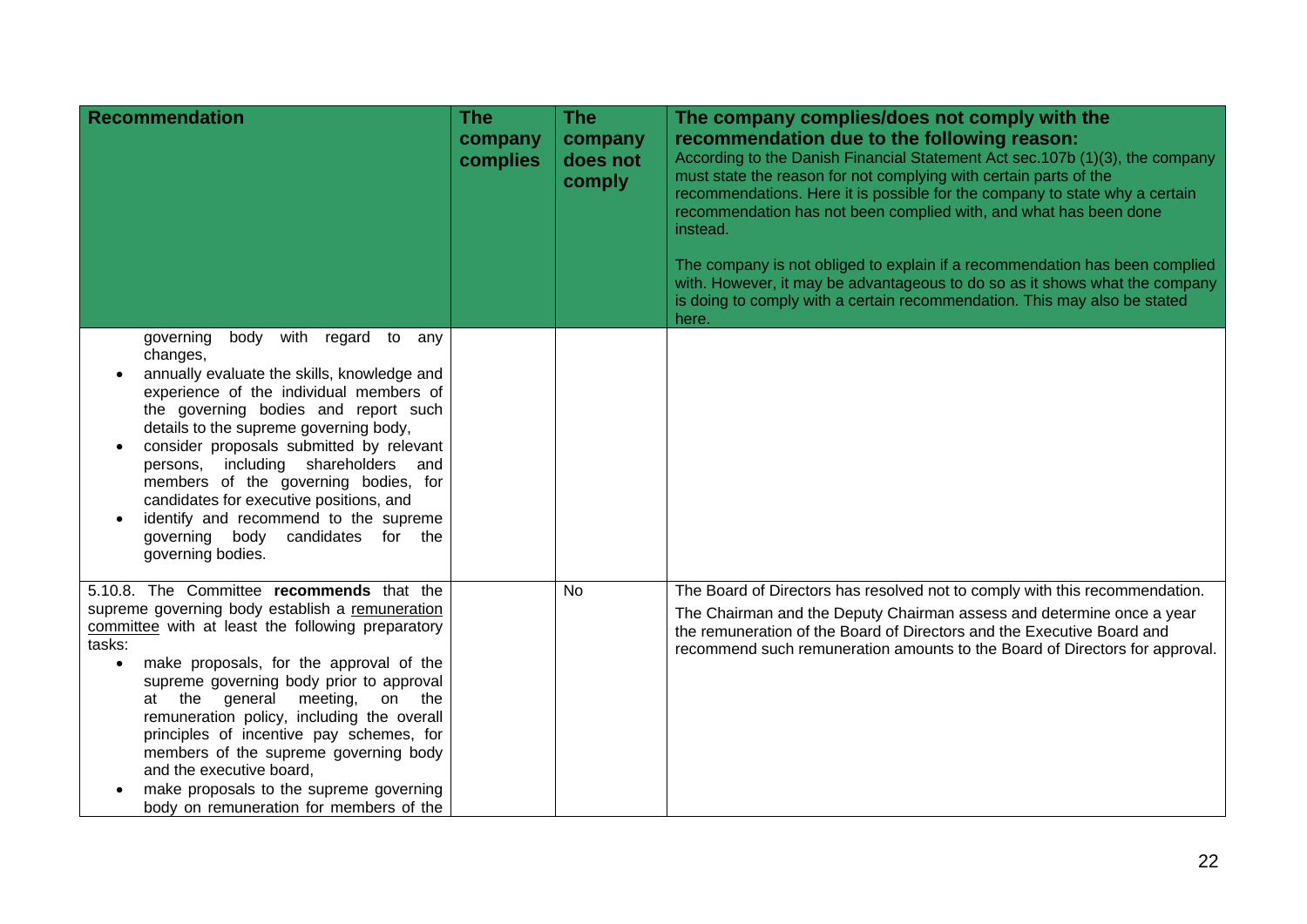| Recommendation | The company complies | The company does not comply | The company complies/does not comply with the recommendation due to the following reason: According to the Danish Financial Statement Act sec.107b (1)(3), the company must state the reason for not complying with certain parts of the recommendations. Here it is possible for the company to state why a certain recommendation has not been complied with, and what has been done instead. The company is not obliged to explain if a recommendation has been complied with. However, it may be advantageous to do so as it shows what the company is doing to comply with a certain recommendation. This may also be stated here. |
|---|---|---|---|
| governing body with regard to any changes,<br>• annually evaluate the skills, knowledge and experience of the individual members of the governing bodies and report such details to the supreme governing body,<br>• consider proposals submitted by relevant persons, including shareholders and members of the governing bodies, for candidates for executive positions, and<br>• identify and recommend to the supreme governing body candidates for the governing bodies. | | | |
| 5.10.8. The Committee **recommends** that the supreme governing body establish a remuneration committee with at least the following preparatory tasks:<br>• make proposals, for the approval of the supreme governing body prior to approval at the general meeting, on the remuneration policy, including the overall principles of incentive pay schemes, for members of the supreme governing body and the executive board,<br>• make proposals to the supreme governing body on remuneration for members of the | | No | The Board of Directors has resolved not to comply with this recommendation.<br>The Chairman and the Deputy Chairman assess and determine once a year the remuneration of the Board of Directors and the Executive Board and recommend such remuneration amounts to the Board of Directors for approval. |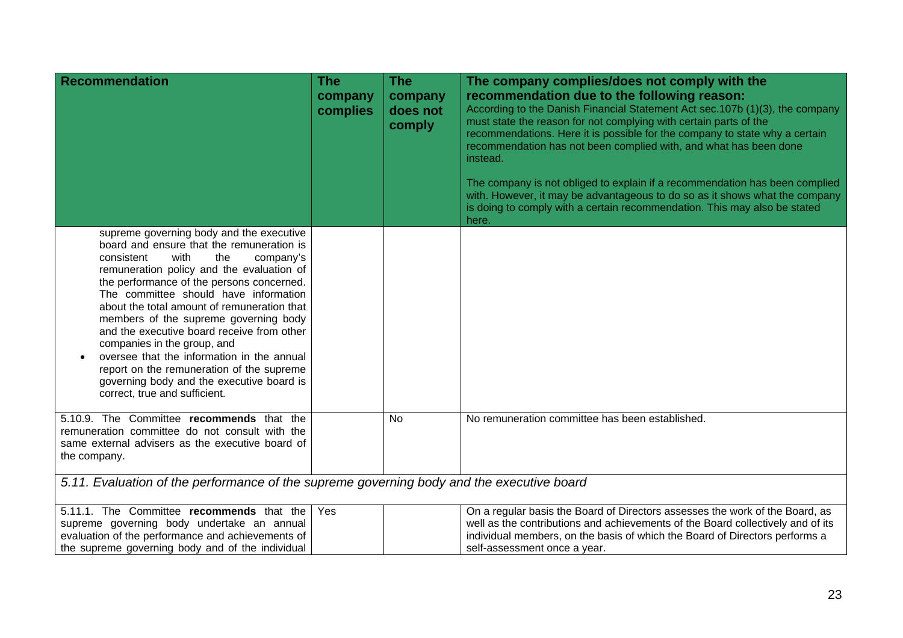| Recommendation | The company complies | The company does not comply | The company complies/does not comply with the recommendation due to the following reason: According to the Danish Financial Statement Act sec.107b (1)(3), the company must state the reason for not complying with certain parts of the recommendations. Here it is possible for the company to state why a certain recommendation has not been complied with, and what has been done instead. The company is not obliged to explain if a recommendation has been complied with. However, it may be advantageous to do so as it shows what the company is doing to comply with a certain recommendation. This may also be stated here. |
|---|---|---|---|
| supreme governing body and the executive board and ensure that the remuneration is consistent with the company's remuneration policy and the evaluation of the performance of the persons concerned. The committee should have information about the total amount of remuneration that members of the supreme governing body and the executive board receive from other companies in the group, and<br>• oversee that the information in the annual report on the remuneration of the supreme governing body and the executive board is correct, true and sufficient. | | | |
| 5.10.9. The Committee **recommends** that the remuneration committee do not consult with the same external advisers as the executive board of the company. | | No | No remuneration committee has been established. |
| *5.11. Evaluation of the performance of the supreme governing body and the executive board* | | | |
| 5.11.1. The Committee **recommends** that the supreme governing body undertake an annual evaluation of the performance and achievements of the supreme governing body and of the individual | Yes | | On a regular basis the Board of Directors assesses the work of the Board, as well as the contributions and achievements of the Board collectively and of its individual members, on the basis of which the Board of Directors performs a self-assessment once a year. |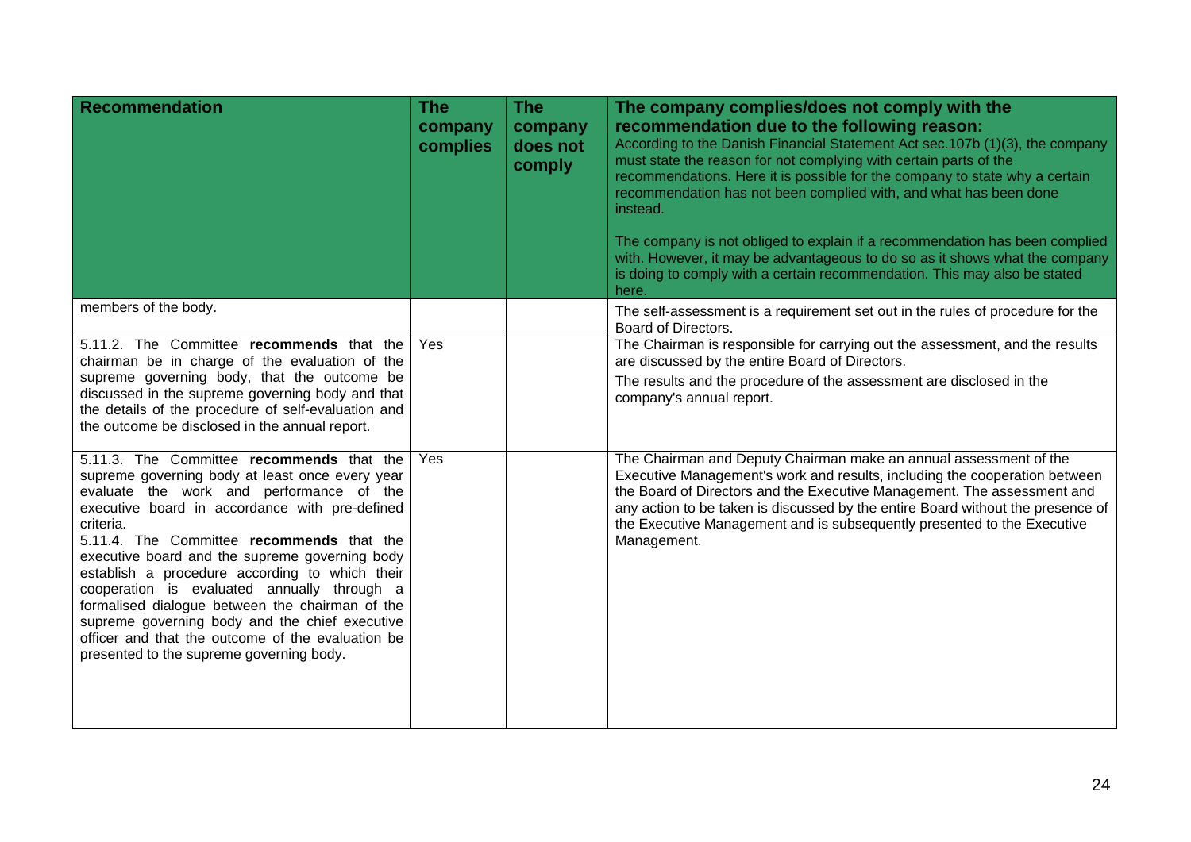| Recommendation | The company complies | The company does not comply | The company complies/does not comply with the recommendation due to the following reason: According to the Danish Financial Statement Act sec.107b (1)(3), the company must state the reason for not complying with certain parts of the recommendations. Here it is possible for the company to state why a certain recommendation has not been complied with, and what has been done instead. The company is not obliged to explain if a recommendation has been complied with. However, it may be advantageous to do so as it shows what the company is doing to comply with a certain recommendation. This may also be stated here. |
|---|---|---|---|
| members of the body. | | | The self-assessment is a requirement set out in the rules of procedure for the Board of Directors. |
| 5.11.2. The Committee **recommends** that the chairman be in charge of the evaluation of the supreme governing body, that the outcome be discussed in the supreme governing body and that the details of the procedure of self-evaluation and the outcome be disclosed in the annual report. | Yes | | The Chairman is responsible for carrying out the assessment, and the results are discussed by the entire Board of Directors. The results and the procedure of the assessment are disclosed in the company's annual report. |
| 5.11.3. The Committee **recommends** that the supreme governing body at least once every year evaluate the work and performance of the executive board in accordance with pre-defined criteria. 5.11.4. The Committee **recommends** that the executive board and the supreme governing body establish a procedure according to which their cooperation is evaluated annually through a formalised dialogue between the chairman of the supreme governing body and the chief executive officer and that the outcome of the evaluation be presented to the supreme governing body. | Yes | | The Chairman and Deputy Chairman make an annual assessment of the Executive Management's work and results, including the cooperation between the Board of Directors and the Executive Management. The assessment and any action to be taken is discussed by the entire Board without the presence of the Executive Management and is subsequently presented to the Executive Management. |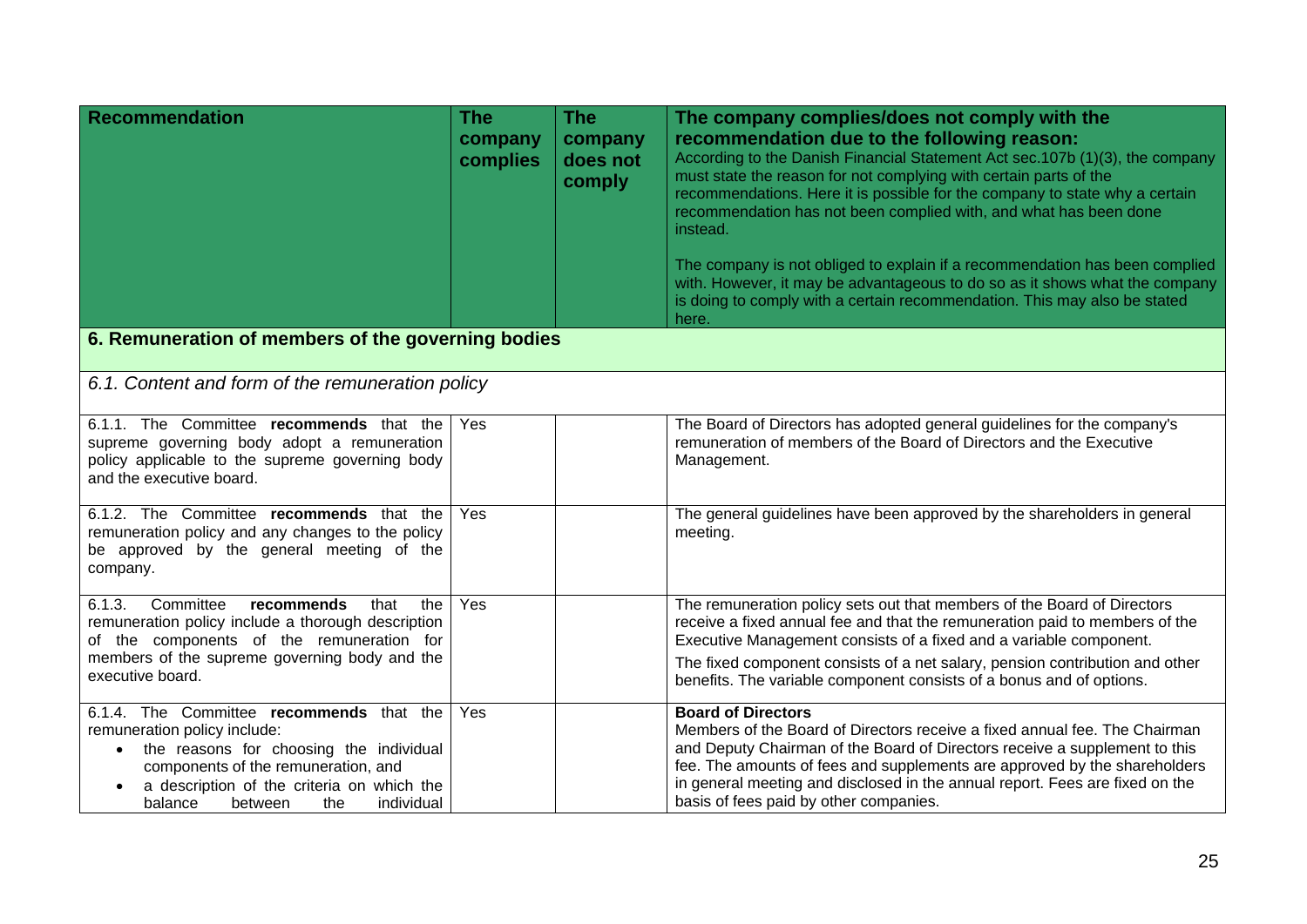| Recommendation | The company complies | The company does not comply | The company complies/does not comply with the recommendation due to the following reason: According to the Danish Financial Statement Act sec.107b (1)(3), the company must state the reason for not complying with certain parts of the recommendations. Here it is possible for the company to state why a certain recommendation has not been complied with, and what has been done instead. The company is not obliged to explain if a recommendation has been complied with. However, it may be advantageous to do so as it shows what the company is doing to comply with a certain recommendation. This may also be stated here. |
|---|---|---|---|
| **6. Remuneration of members of the governing bodies** | | | |
| *6.1. Content and form of the remuneration policy* | | | |
| 6.1.1. The Committee **recommends** that the supreme governing body adopt a remuneration policy applicable to the supreme governing body and the executive board. | Yes | | The Board of Directors has adopted general guidelines for the company's remuneration of members of the Board of Directors and the Executive Management. |
| 6.1.2. The Committee **recommends** that the remuneration policy and any changes to the policy be approved by the general meeting of the company. | Yes | | The general guidelines have been approved by the shareholders in general meeting. |
| 6.1.3. Committee **recommends** that the remuneration policy include a thorough description of the components of the remuneration for members of the supreme governing body and the executive board. | Yes | | The remuneration policy sets out that members of the Board of Directors receive a fixed annual fee and that the remuneration paid to members of the Executive Management consists of a fixed and a variable component.<br>The fixed component consists of a net salary, pension contribution and other benefits. The variable component consists of a bonus and of options. |
| 6.1.4. The Committee **recommends** that the remuneration policy include:<br>• the reasons for choosing the individual components of the remuneration, and<br>• a description of the criteria on which the balance between the individual | Yes | | **Board of Directors**<br>Members of the Board of Directors receive a fixed annual fee. The Chairman and Deputy Chairman of the Board of Directors receive a supplement to this fee. The amounts of fees and supplements are approved by the shareholders in general meeting and disclosed in the annual report. Fees are fixed on the basis of fees paid by other companies. |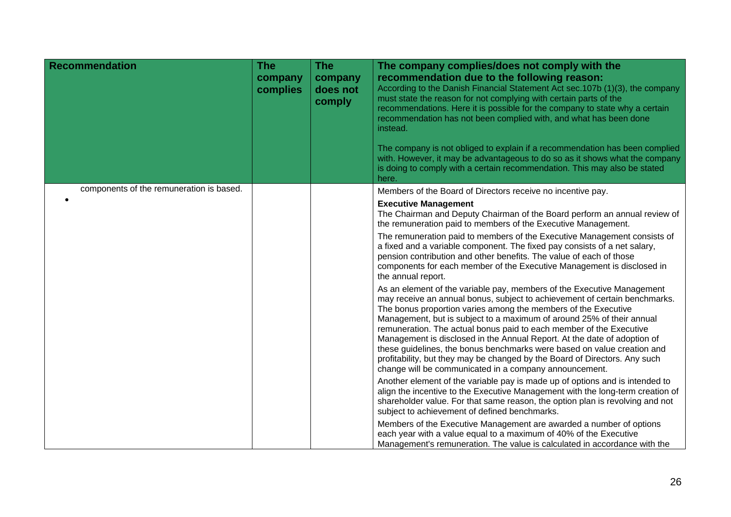| Recommendation | The company complies | The company does not comply | The company complies/does not comply with the recommendation due to the following reason: According to the Danish Financial Statement Act sec.107b (1)(3), the company must state the reason for not complying with certain parts of the recommendations. Here it is possible for the company to state why a certain recommendation has not been complied with, and what has been done instead. The company is not obliged to explain if a recommendation has been complied with. However, it may be advantageous to do so as it shows what the company is doing to comply with a certain recommendation. This may also be stated here. |
|---|---|---|---|
| components of the remuneration is based. • | | | Members of the Board of Directors receive no incentive pay. **Executive Management** The Chairman and Deputy Chairman of the Board perform an annual review of the remuneration paid to members of the Executive Management. The remuneration paid to members of the Executive Management consists of a fixed and a variable component. The fixed pay consists of a net salary, pension contribution and other benefits. The value of each of those components for each member of the Executive Management is disclosed in the annual report. As an element of the variable pay, members of the Executive Management may receive an annual bonus, subject to achievement of certain benchmarks. The bonus proportion varies among the members of the Executive Management, but is subject to a maximum of around 25% of their annual remuneration. The actual bonus paid to each member of the Executive Management is disclosed in the Annual Report. At the date of adoption of these guidelines, the bonus benchmarks were based on value creation and profitability, but they may be changed by the Board of Directors. Any such change will be communicated in a company announcement. Another element of the variable pay is made up of options and is intended to align the incentive to the Executive Management with the long-term creation of shareholder value. For that same reason, the option plan is revolving and not subject to achievement of defined benchmarks. Members of the Executive Management are awarded a number of options each year with a value equal to a maximum of 40% of the Executive Management's remuneration. The value is calculated in accordance with the |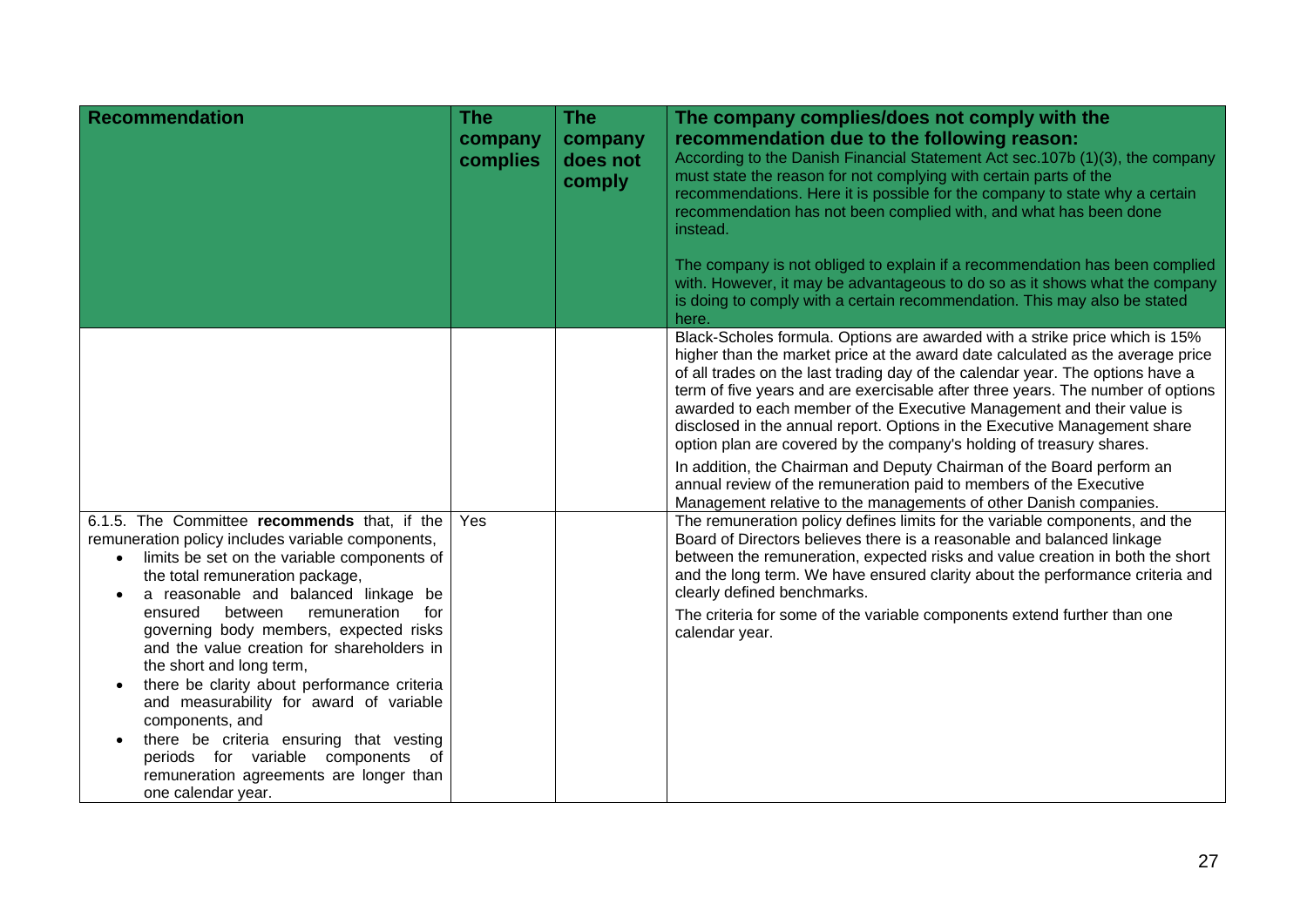| Recommendation | The company complies | The company does not comply | The company complies/does not comply with the recommendation due to the following reason: According to the Danish Financial Statement Act sec.107b (1)(3), the company must state the reason for not complying with certain parts of the recommendations. Here it is possible for the company to state why a certain recommendation has not been complied with, and what has been done instead. <br><br> The company is not obliged to explain if a recommendation has been complied with. However, it may be advantageous to do so as it shows what the company is doing to comply with a certain recommendation. This may also be stated here. |
|---|---|---|---|
| | | | Black-Scholes formula. Options are awarded with a strike price which is 15% higher than the market price at the award date calculated as the average price of all trades on the last trading day of the calendar year. The options have a term of five years and are exercisable after three years. The number of options awarded to each member of the Executive Management and their value is disclosed in the annual report. Options in the Executive Management share option plan are covered by the company's holding of treasury shares. <br><br> In addition, the Chairman and Deputy Chairman of the Board perform an annual review of the remuneration paid to members of the Executive Management relative to the managements of other Danish companies. |
| 6.1.5. The Committee **recommends** that, if the remuneration policy includes variable components, <br>• limits be set on the variable components of the total remuneration package, <br>• a reasonable and balanced linkage be ensured between remuneration for governing body members, expected risks and the value creation for shareholders in the short and long term, <br>• there be clarity about performance criteria and measurability for award of variable components, and <br>• there be criteria ensuring that vesting periods for variable components of remuneration agreements are longer than one calendar year. | Yes | | The remuneration policy defines limits for the variable components, and the Board of Directors believes there is a reasonable and balanced linkage between the remuneration, expected risks and value creation in both the short and the long term. We have ensured clarity about the performance criteria and clearly defined benchmarks. <br><br> The criteria for some of the variable components extend further than one calendar year. |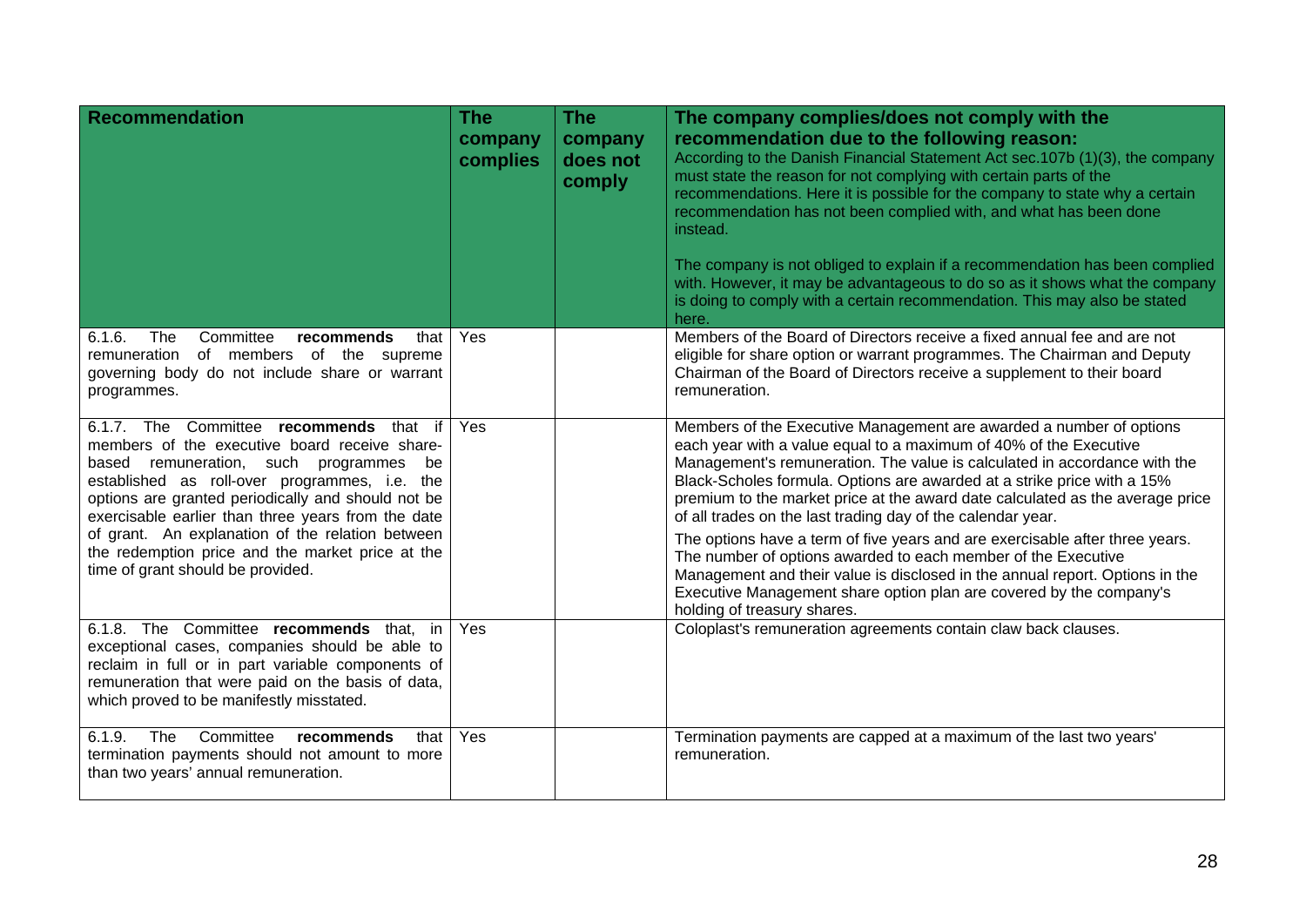| **Recommendation** | **The company complies** | **The company does not comply** | **The company complies/does not comply with the recommendation due to the following reason:** According to the Danish Financial Statement Act sec.107b (1)(3), the company must state the reason for not complying with certain parts of the recommendations. Here it is possible for the company to state why a certain recommendation has not been complied with, and what has been done instead. The company is not obliged to explain if a recommendation has been complied with. However, it may be advantageous to do so as it shows what the company is doing to comply with a certain recommendation. This may also be stated here. |
|---|---|---|---|
| 6.1.6. The Committee **recommends** that remuneration of members of the supreme governing body do not include share or warrant programmes. | Yes | | Members of the Board of Directors receive a fixed annual fee and are not eligible for share option or warrant programmes. The Chairman and Deputy Chairman of the Board of Directors receive a supplement to their board remuneration. |
| 6.1.7. The Committee **recommends** that if members of the executive board receive share-based remuneration, such programmes be established as roll-over programmes, i.e. the options are granted periodically and should not be exercisable earlier than three years from the date of grant. An explanation of the relation between the redemption price and the market price at the time of grant should be provided. | Yes | | Members of the Executive Management are awarded a number of options each year with a value equal to a maximum of 40% of the Executive Management's remuneration. The value is calculated in accordance with the Black-Scholes formula. Options are awarded at a strike price with a 15% premium to the market price at the award date calculated as the average price of all trades on the last trading day of the calendar year. The options have a term of five years and are exercisable after three years. The number of options awarded to each member of the Executive Management and their value is disclosed in the annual report. Options in the Executive Management share option plan are covered by the company's holding of treasury shares. |
| 6.1.8. The Committee **recommends** that, in exceptional cases, companies should be able to reclaim in full or in part variable components of remuneration that were paid on the basis of data, which proved to be manifestly misstated. | Yes | | Coloplast's remuneration agreements contain claw back clauses. |
| 6.1.9. The Committee **recommends** that termination payments should not amount to more than two years' annual remuneration. | Yes | | Termination payments are capped at a maximum of the last two years' remuneration. |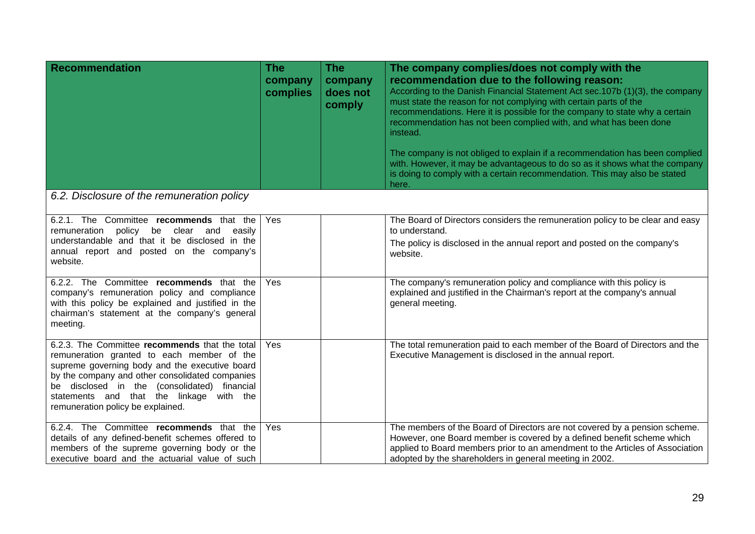| Recommendation | The company complies | The company does not comply | The company complies/does not comply with the recommendation due to the following reason: According to the Danish Financial Statement Act sec.107b (1)(3), the company must state the reason for not complying with certain parts of the recommendations. Here it is possible for the company to state why a certain recommendation has not been complied with, and what has been done instead. The company is not obliged to explain if a recommendation has been complied with. However, it may be advantageous to do so as it shows what the company is doing to comply with a certain recommendation. This may also be stated here. |
|---|---|---|---|
| *6.2. Disclosure of the remuneration policy* | | | |
| 6.2.1. The Committee **recommends** that the remuneration policy be clear and easily understandable and that it be disclosed in the annual report and posted on the company's website. | Yes | | The Board of Directors considers the remuneration policy to be clear and easy to understand. The policy is disclosed in the annual report and posted on the company's website. |
| 6.2.2. The Committee **recommends** that the company's remuneration policy and compliance with this policy be explained and justified in the chairman's statement at the company's general meeting. | Yes | | The company's remuneration policy and compliance with this policy is explained and justified in the Chairman's report at the company's annual general meeting. |
| 6.2.3. The Committee **recommends** that the total remuneration granted to each member of the supreme governing body and the executive board by the company and other consolidated companies be disclosed in the (consolidated) financial statements and that the linkage with the remuneration policy be explained. | Yes | | The total remuneration paid to each member of the Board of Directors and the Executive Management is disclosed in the annual report. |
| 6.2.4. The Committee **recommends** that the details of any defined-benefit schemes offered to members of the supreme governing body or the executive board and the actuarial value of such | Yes | | The members of the Board of Directors are not covered by a pension scheme. However, one Board member is covered by a defined benefit scheme which applied to Board members prior to an amendment to the Articles of Association adopted by the shareholders in general meeting in 2002. |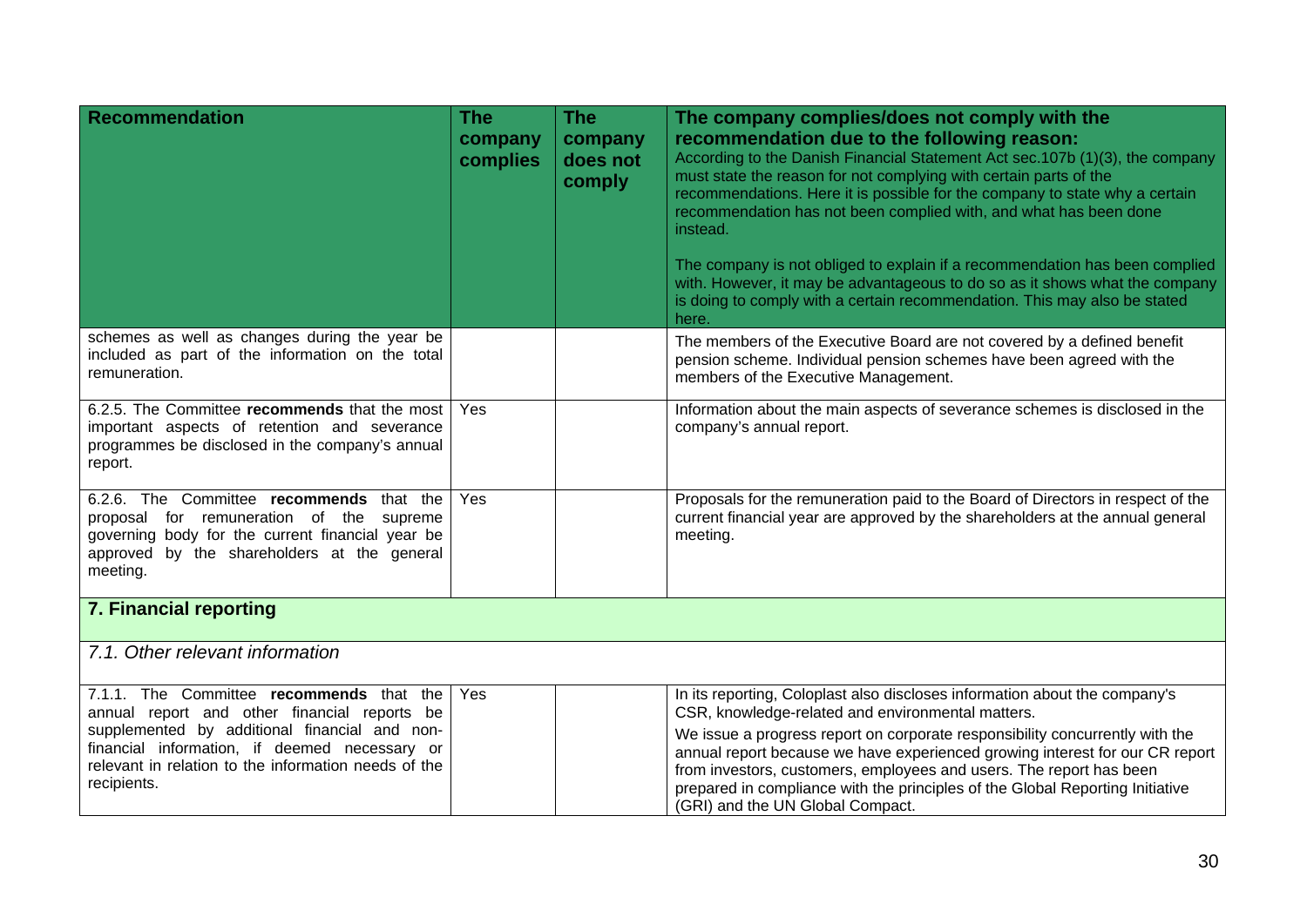| Recommendation | The company complies | The company does not comply | The company complies/does not comply with the recommendation due to the following reason: According to the Danish Financial Statement Act sec.107b (1)(3), the company must state the reason for not complying with certain parts of the recommendations. Here it is possible for the company to state why a certain recommendation has not been complied with, and what has been done instead. The company is not obliged to explain if a recommendation has been complied with. However, it may be advantageous to do so as it shows what the company is doing to comply with a certain recommendation. This may also be stated here. |
|---|---|---|---|
| schemes as well as changes during the year be included as part of the information on the total remuneration. | | | The members of the Executive Board are not covered by a defined benefit pension scheme. Individual pension schemes have been agreed with the members of the Executive Management. |
| 6.2.5. The Committee **recommends** that the most important aspects of retention and severance programmes be disclosed in the company's annual report. | Yes | | Information about the main aspects of severance schemes is disclosed in the company's annual report. |
| 6.2.6. The Committee **recommends** that the proposal for remuneration of the supreme governing body for the current financial year be approved by the shareholders at the general meeting. | Yes | | Proposals for the remuneration paid to the Board of Directors in respect of the current financial year are approved by the shareholders at the annual general meeting. |
| **7. Financial reporting** | | | |
| *7.1. Other relevant information* | | | |
| 7.1.1. The Committee **recommends** that the annual report and other financial reports be supplemented by additional financial and non-financial information, if deemed necessary or relevant in relation to the information needs of the recipients. | Yes | | In its reporting, Coloplast also discloses information about the company's CSR, knowledge-related and environmental matters. We issue a progress report on corporate responsibility concurrently with the annual report because we have experienced growing interest for our CR report from investors, customers, employees and users. The report has been prepared in compliance with the principles of the Global Reporting Initiative (GRI) and the UN Global Compact. |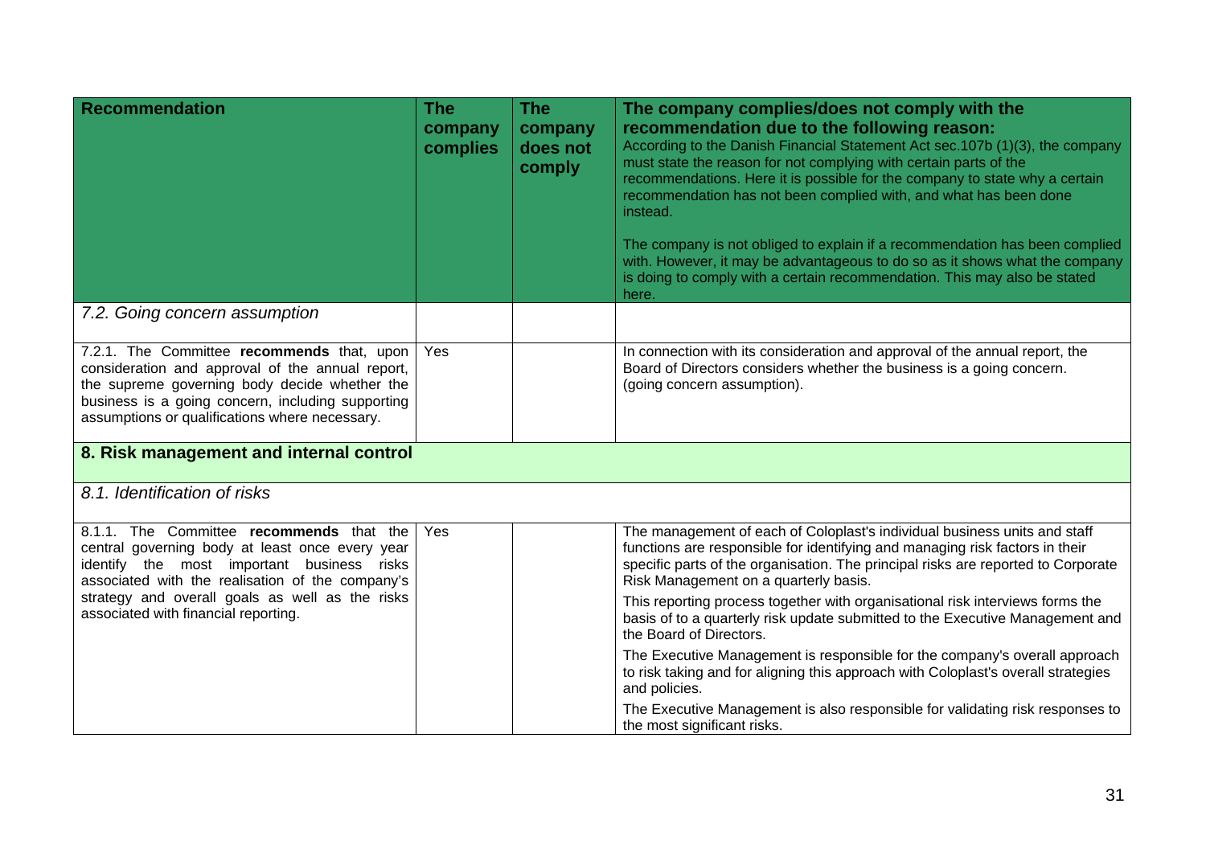| Recommendation | The company complies | The company does not comply | The company complies/does not comply with the recommendation due to the following reason: According to the Danish Financial Statement Act sec.107b (1)(3), the company must state the reason for not complying with certain parts of the recommendations. Here it is possible for the company to state why a certain recommendation has not been complied with, and what has been done instead. The company is not obliged to explain if a recommendation has been complied with. However, it may be advantageous to do so as it shows what the company is doing to comply with a certain recommendation. This may also be stated here. |
|---|---|---|---|
| *7.2. Going concern assumption* | | | |
| 7.2.1. The Committee **recommends** that, upon consideration and approval of the annual report, the supreme governing body decide whether the business is a going concern, including supporting assumptions or qualifications where necessary. | Yes | | In connection with its consideration and approval of the annual report, the Board of Directors considers whether the business is a going concern. (going concern assumption). |
| **8. Risk management and internal control** | | | |
| *8.1. Identification of risks* | | | |
| 8.1.1. The Committee **recommends** that the central governing body at least once every year identify the most important business risks associated with the realisation of the company's strategy and overall goals as well as the risks associated with financial reporting. | Yes | | The management of each of Coloplast's individual business units and staff functions are responsible for identifying and managing risk factors in their specific parts of the organisation. The principal risks are reported to Corporate Risk Management on a quarterly basis. This reporting process together with organisational risk interviews forms the basis of to a quarterly risk update submitted to the Executive Management and the Board of Directors. The Executive Management is responsible for the company's overall approach to risk taking and for aligning this approach with Coloplast's overall strategies and policies. The Executive Management is also responsible for validating risk responses to the most significant risks. |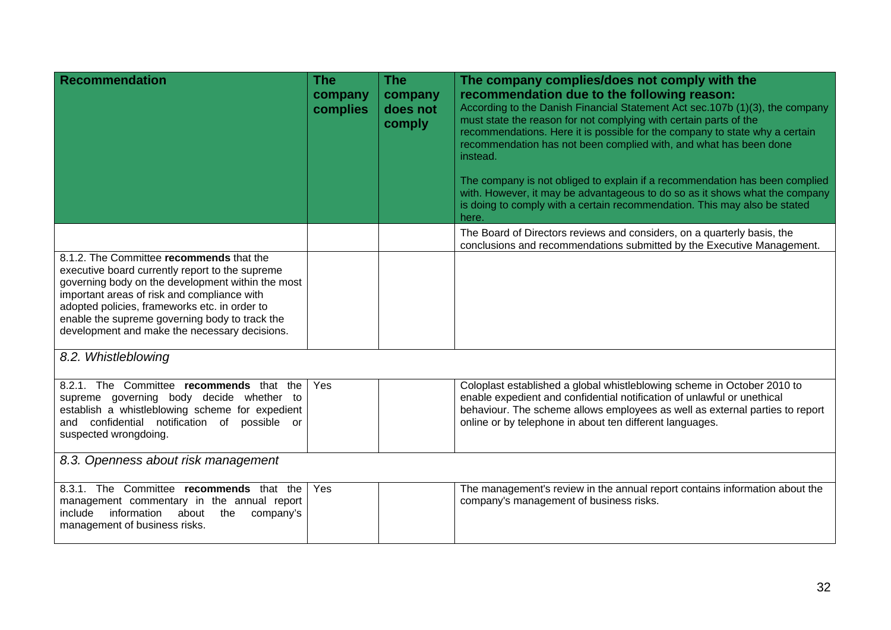| Recommendation | The company complies | The company does not comply | The company complies/does not comply with the recommendation due to the following reason: According to the Danish Financial Statement Act sec.107b (1)(3), the company must state the reason for not complying with certain parts of the recommendations. Here it is possible for the company to state why a certain recommendation has not been complied with, and what has been done instead. The company is not obliged to explain if a recommendation has been complied with. However, it may be advantageous to do so as it shows what the company is doing to comply with a certain recommendation. This may also be stated here. |
|---|---|---|---|
| | | | The Board of Directors reviews and considers, on a quarterly basis, the conclusions and recommendations submitted by the Executive Management. |
| 8.1.2. The Committee **recommends** that the executive board currently report to the supreme governing body on the development within the most important areas of risk and compliance with adopted policies, frameworks etc. in order to enable the supreme governing body to track the development and make the necessary decisions. | | | |
| *8.2. Whistleblowing* | | | |
| 8.2.1. The Committee **recommends** that the supreme governing body decide whether to establish a whistleblowing scheme for expedient and confidential notification of possible or suspected wrongdoing. | Yes | | Coloplast established a global whistleblowing scheme in October 2010 to enable expedient and confidential notification of unlawful or unethical behaviour. The scheme allows employees as well as external parties to report online or by telephone in about ten different languages. |
| *8.3. Openness about risk management* | | | |
| 8.3.1. The Committee **recommends** that the management commentary in the annual report include information about the company's management of business risks. | Yes | | The management's review in the annual report contains information about the company's management of business risks. |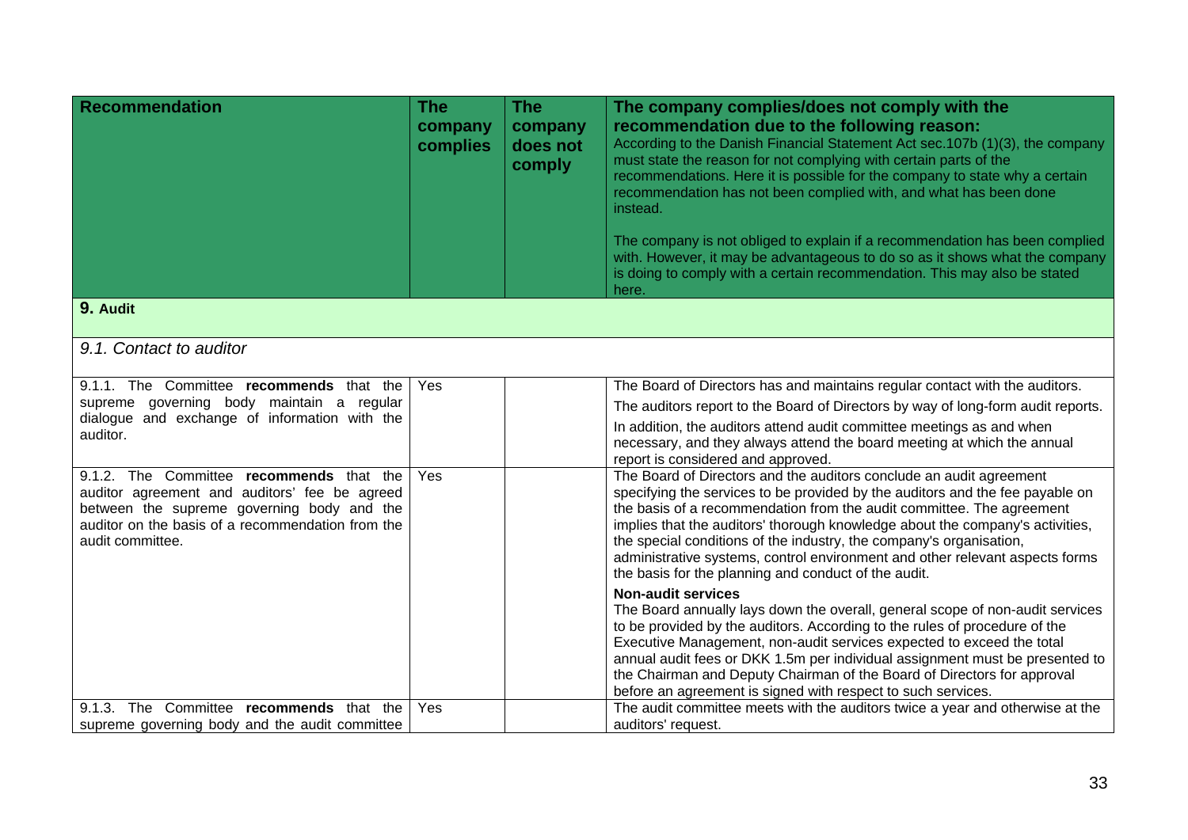| Recommendation | The company complies | The company does not comply | The company complies/does not comply with the recommendation due to the following reason: According to the Danish Financial Statement Act sec.107b (1)(3), the company must state the reason for not complying with certain parts of the recommendations. Here it is possible for the company to state why a certain recommendation has not been complied with, and what has been done instead. The company is not obliged to explain if a recommendation has been complied with. However, it may be advantageous to do so as it shows what the company is doing to comply with a certain recommendation. This may also be stated here. |
|---|---|---|---|
| **9. Audit** | | | |
| *9.1. Contact to auditor* | | | |
| 9.1.1. The Committee **recommends** that the supreme governing body maintain a regular dialogue and exchange of information with the auditor. | Yes | | The Board of Directors has and maintains regular contact with the auditors. The auditors report to the Board of Directors by way of long-form audit reports. In addition, the auditors attend audit committee meetings as and when necessary, and they always attend the board meeting at which the annual report is considered and approved. |
| 9.1.2. The Committee **recommends** that the auditor agreement and auditors' fee be agreed between the supreme governing body and the auditor on the basis of a recommendation from the audit committee. | Yes | | The Board of Directors and the auditors conclude an audit agreement specifying the services to be provided by the auditors and the fee payable on the basis of a recommendation from the audit committee. The agreement implies that the auditors' thorough knowledge about the company's activities, the special conditions of the industry, the company's organisation, administrative systems, control environment and other relevant aspects forms the basis for the planning and conduct of the audit. **Non-audit services** The Board annually lays down the overall, general scope of non-audit services to be provided by the auditors. According to the rules of procedure of the Executive Management, non-audit services expected to exceed the total annual audit fees or DKK 1.5m per individual assignment must be presented to the Chairman and Deputy Chairman of the Board of Directors for approval before an agreement is signed with respect to such services. |
| 9.1.3. The Committee **recommends** that the supreme governing body and the audit committee | Yes | | The audit committee meets with the auditors twice a year and otherwise at the auditors' request. |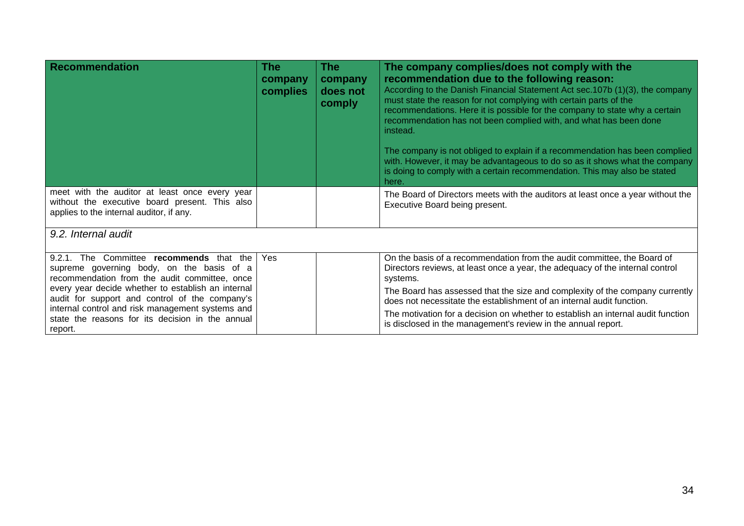| **Recommendation** | **The company complies** | **The company does not comply** | **The company complies/does not comply with the recommendation due to the following reason:** According to the Danish Financial Statement Act sec.107b (1)(3), the company must state the reason for not complying with certain parts of the recommendations. Here it is possible for the company to state why a certain recommendation has not been complied with, and what has been done instead. The company is not obliged to explain if a recommendation has been complied with. However, it may be advantageous to do so as it shows what the company is doing to comply with a certain recommendation. This may also be stated here. |
|---|---|---|---|
| meet with the auditor at least once every year without the executive board present. This also applies to the internal auditor, if any. | | | The Board of Directors meets with the auditors at least once a year without the Executive Board being present. |
| *9.2. Internal audit* | | | |
| 9.2.1. The Committee **recommends** that the supreme governing body, on the basis of a recommendation from the audit committee, once every year decide whether to establish an internal audit for support and control of the company's internal control and risk management systems and state the reasons for its decision in the annual report. | Yes | | On the basis of a recommendation from the audit committee, the Board of Directors reviews, at least once a year, the adequacy of the internal control systems. The Board has assessed that the size and complexity of the company currently does not necessitate the establishment of an internal audit function. The motivation for a decision on whether to establish an internal audit function is disclosed in the management's review in the annual report. |